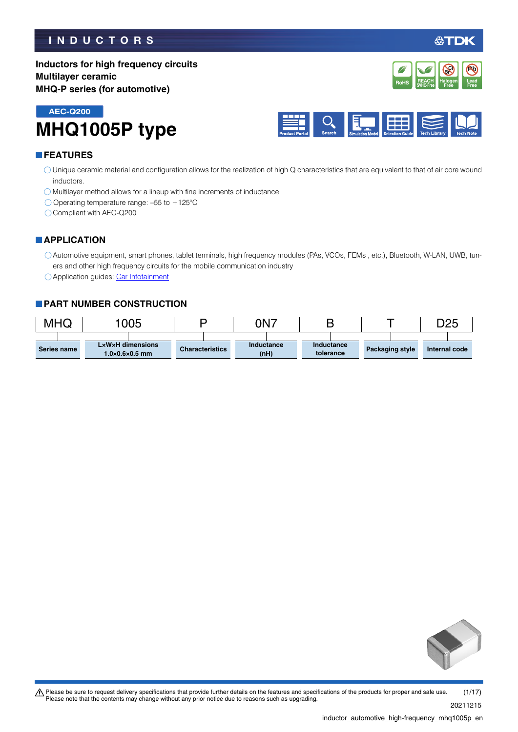INDUCTORS

**Inductors for high frequency circuits**
**Multilayer ceramic**
**MHQ-P series (for automotive)**

RoHS | REACH SVHC-Free | Halogen Free | Lead Free

AEC-Q200

# MHQ1005P type

Product Portal | Search | Simulation Model | Selection Guide | Tech Library | Tech Note

## FEATURES

- Unique ceramic material and configuration allows for the realization of high Q characteristics that are equivalent to that of air core wound inductors.
- Multilayer method allows for a lineup with fine increments of inductance.
- Operating temperature range: –55 to +125°C
- Compliant with AEC-Q200

## APPLICATION

- Automotive equipment, smart phones, tablet terminals, high frequency modules (PAs, VCOs, FEMs , etc.), Bluetooth, W-LAN, UWB, tuners and other high frequency circuits for the mobile communication industry
- Application guides: Car Infotainment

## PART NUMBER CONSTRUCTION

| MHQ | 1005 | P | 0N7 | B | T | D25 |
|---|---|---|---|---|---|---|
| Series name | L×W×H dimensions 1.0×0.6×0.5 mm | Characteristics | Inductance (nH) | Inductance tolerance | Packaging style | Internal code |

⚠ Please be sure to request delivery specifications that provide further details on the features and specifications of the products for proper and safe use. Please note that the contents may change without any prior notice due to reasons such as upgrading.

20211215

inductor_automotive_high-frequency_mhq1005p_en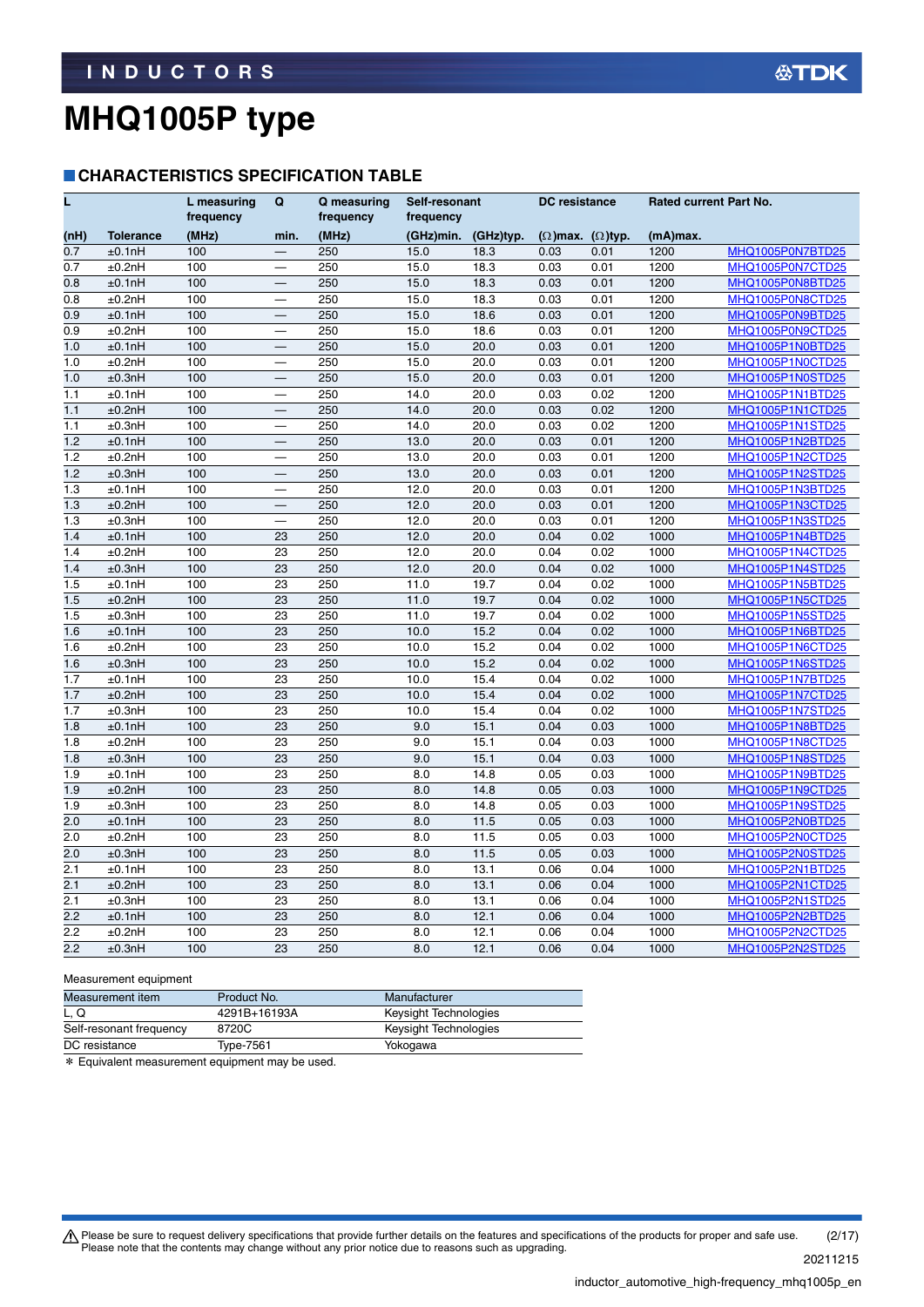# MHQ1005P type

## CHARACTERISTICS SPECIFICATION TABLE

| L | | L measuring frequency | Q | Q measuring frequency | Self-resonant frequency | | DC resistance | | Rated current | Part No. |
|---|---|---|---|---|---|---|---|---|---|---|
| (nH) | Tolerance | (MHz) | min. | (MHz) | (GHz)min. | (GHz)typ. | (Ω)max. | (Ω)typ. | (mA)max. | |
| 0.7 | ±0.1nH | 100 | — | 250 | 15.0 | 18.3 | 0.03 | 0.01 | 1200 | MHQ1005P0N7BTD25 |
| 0.7 | ±0.2nH | 100 | — | 250 | 15.0 | 18.3 | 0.03 | 0.01 | 1200 | MHQ1005P0N7CTD25 |
| 0.8 | ±0.1nH | 100 | — | 250 | 15.0 | 18.3 | 0.03 | 0.01 | 1200 | MHQ1005P0N8BTD25 |
| 0.8 | ±0.2nH | 100 | — | 250 | 15.0 | 18.3 | 0.03 | 0.01 | 1200 | MHQ1005P0N8CTD25 |
| 0.9 | ±0.1nH | 100 | — | 250 | 15.0 | 18.6 | 0.03 | 0.01 | 1200 | MHQ1005P0N9BTD25 |
| 0.9 | ±0.2nH | 100 | — | 250 | 15.0 | 18.6 | 0.03 | 0.01 | 1200 | MHQ1005P0N9CTD25 |
| 1.0 | ±0.1nH | 100 | — | 250 | 15.0 | 20.0 | 0.03 | 0.01 | 1200 | MHQ1005P1N0BTD25 |
| 1.0 | ±0.2nH | 100 | — | 250 | 15.0 | 20.0 | 0.03 | 0.01 | 1200 | MHQ1005P1N0CTD25 |
| 1.0 | ±0.3nH | 100 | — | 250 | 15.0 | 20.0 | 0.03 | 0.01 | 1200 | MHQ1005P1N0STD25 |
| 1.1 | ±0.1nH | 100 | — | 250 | 14.0 | 20.0 | 0.03 | 0.02 | 1200 | MHQ1005P1N1BTD25 |
| 1.1 | ±0.2nH | 100 | — | 250 | 14.0 | 20.0 | 0.03 | 0.02 | 1200 | MHQ1005P1N1CTD25 |
| 1.1 | ±0.3nH | 100 | — | 250 | 14.0 | 20.0 | 0.03 | 0.02 | 1200 | MHQ1005P1N1STD25 |
| 1.2 | ±0.1nH | 100 | — | 250 | 13.0 | 20.0 | 0.03 | 0.01 | 1200 | MHQ1005P1N2BTD25 |
| 1.2 | ±0.2nH | 100 | — | 250 | 13.0 | 20.0 | 0.03 | 0.01 | 1200 | MHQ1005P1N2CTD25 |
| 1.2 | ±0.3nH | 100 | — | 250 | 13.0 | 20.0 | 0.03 | 0.01 | 1200 | MHQ1005P1N2STD25 |
| 1.3 | ±0.1nH | 100 | — | 250 | 12.0 | 20.0 | 0.03 | 0.01 | 1200 | MHQ1005P1N3BTD25 |
| 1.3 | ±0.2nH | 100 | — | 250 | 12.0 | 20.0 | 0.03 | 0.01 | 1200 | MHQ1005P1N3CTD25 |
| 1.3 | ±0.3nH | 100 | — | 250 | 12.0 | 20.0 | 0.03 | 0.01 | 1200 | MHQ1005P1N3STD25 |
| 1.4 | ±0.1nH | 100 | 23 | 250 | 12.0 | 20.0 | 0.04 | 0.02 | 1000 | MHQ1005P1N4BTD25 |
| 1.4 | ±0.2nH | 100 | 23 | 250 | 12.0 | 20.0 | 0.04 | 0.02 | 1000 | MHQ1005P1N4CTD25 |
| 1.4 | ±0.3nH | 100 | 23 | 250 | 12.0 | 20.0 | 0.04 | 0.02 | 1000 | MHQ1005P1N4STD25 |
| 1.5 | ±0.1nH | 100 | 23 | 250 | 11.0 | 19.7 | 0.04 | 0.02 | 1000 | MHQ1005P1N5BTD25 |
| 1.5 | ±0.2nH | 100 | 23 | 250 | 11.0 | 19.7 | 0.04 | 0.02 | 1000 | MHQ1005P1N5CTD25 |
| 1.5 | ±0.3nH | 100 | 23 | 250 | 11.0 | 19.7 | 0.04 | 0.02 | 1000 | MHQ1005P1N5STD25 |
| 1.6 | ±0.1nH | 100 | 23 | 250 | 10.0 | 15.2 | 0.04 | 0.02 | 1000 | MHQ1005P1N6BTD25 |
| 1.6 | ±0.2nH | 100 | 23 | 250 | 10.0 | 15.2 | 0.04 | 0.02 | 1000 | MHQ1005P1N6CTD25 |
| 1.6 | ±0.3nH | 100 | 23 | 250 | 10.0 | 15.2 | 0.04 | 0.02 | 1000 | MHQ1005P1N6STD25 |
| 1.7 | ±0.1nH | 100 | 23 | 250 | 10.0 | 15.4 | 0.04 | 0.02 | 1000 | MHQ1005P1N7BTD25 |
| 1.7 | ±0.2nH | 100 | 23 | 250 | 10.0 | 15.4 | 0.04 | 0.02 | 1000 | MHQ1005P1N7CTD25 |
| 1.7 | ±0.3nH | 100 | 23 | 250 | 10.0 | 15.4 | 0.04 | 0.02 | 1000 | MHQ1005P1N7STD25 |
| 1.8 | ±0.1nH | 100 | 23 | 250 | 9.0 | 15.1 | 0.04 | 0.03 | 1000 | MHQ1005P1N8BTD25 |
| 1.8 | ±0.2nH | 100 | 23 | 250 | 9.0 | 15.1 | 0.04 | 0.03 | 1000 | MHQ1005P1N8CTD25 |
| 1.8 | ±0.3nH | 100 | 23 | 250 | 9.0 | 15.1 | 0.04 | 0.03 | 1000 | MHQ1005P1N8STD25 |
| 1.9 | ±0.1nH | 100 | 23 | 250 | 8.0 | 14.8 | 0.05 | 0.03 | 1000 | MHQ1005P1N9BTD25 |
| 1.9 | ±0.2nH | 100 | 23 | 250 | 8.0 | 14.8 | 0.05 | 0.03 | 1000 | MHQ1005P1N9CTD25 |
| 1.9 | ±0.3nH | 100 | 23 | 250 | 8.0 | 14.8 | 0.05 | 0.03 | 1000 | MHQ1005P1N9STD25 |
| 2.0 | ±0.1nH | 100 | 23 | 250 | 8.0 | 11.5 | 0.05 | 0.03 | 1000 | MHQ1005P2N0BTD25 |
| 2.0 | ±0.2nH | 100 | 23 | 250 | 8.0 | 11.5 | 0.05 | 0.03 | 1000 | MHQ1005P2N0CTD25 |
| 2.0 | ±0.3nH | 100 | 23 | 250 | 8.0 | 11.5 | 0.05 | 0.03 | 1000 | MHQ1005P2N0STD25 |
| 2.1 | ±0.1nH | 100 | 23 | 250 | 8.0 | 13.1 | 0.06 | 0.04 | 1000 | MHQ1005P2N1BTD25 |
| 2.1 | ±0.2nH | 100 | 23 | 250 | 8.0 | 13.1 | 0.06 | 0.04 | 1000 | MHQ1005P2N1CTD25 |
| 2.1 | ±0.3nH | 100 | 23 | 250 | 8.0 | 13.1 | 0.06 | 0.04 | 1000 | MHQ1005P2N1STD25 |
| 2.2 | ±0.1nH | 100 | 23 | 250 | 8.0 | 12.1 | 0.06 | 0.04 | 1000 | MHQ1005P2N2BTD25 |
| 2.2 | ±0.2nH | 100 | 23 | 250 | 8.0 | 12.1 | 0.06 | 0.04 | 1000 | MHQ1005P2N2CTD25 |
| 2.2 | ±0.3nH | 100 | 23 | 250 | 8.0 | 12.1 | 0.06 | 0.04 | 1000 | MHQ1005P2N2STD25 |

Measurement equipment

| Measurement item | Product No. | Manufacturer |
|---|---|---|
| L, Q | 4291B+16193A | Keysight Technologies |
| Self-resonant frequency | 8720C | Keysight Technologies |
| DC resistance | Type-7561 | Yokogawa |

* Equivalent measurement equipment may be used.

⚠ Please be sure to request delivery specifications that provide further details on the features and specifications of the products for proper and safe use.
Please note that the contents may change without any prior notice due to reasons such as upgrading.

20211215

inductor_automotive_high-frequency_mhq1005p_en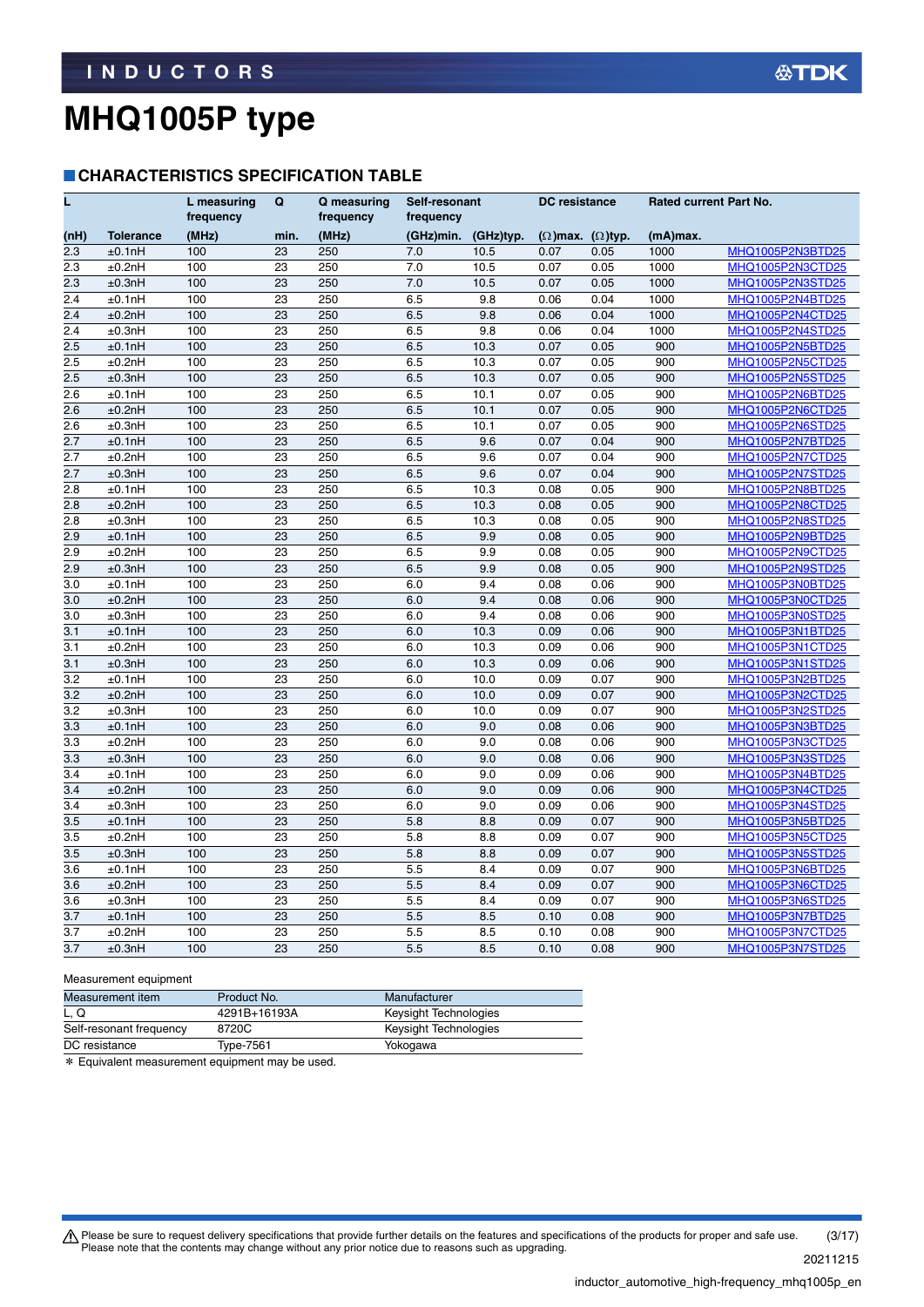# MHQ1005P type

## ■ CHARACTERISTICS SPECIFICATION TABLE

| L | | L measuring frequency | Q | Q measuring frequency | Self-resonant frequency | | DC resistance | | Rated current | Part No. |
|---|---|---|---|---|---|---|---|---|---|---|
| (nH) | Tolerance | (MHz) | min. | (MHz) | (GHz)min. | (GHz)typ. | (Ω)max. | (Ω)typ. | (mA)max. | |
| 2.3 | ±0.1nH | 100 | 23 | 250 | 7.0 | 10.5 | 0.07 | 0.05 | 1000 | MHQ1005P2N3BTD25 |
| 2.3 | ±0.2nH | 100 | 23 | 250 | 7.0 | 10.5 | 0.07 | 0.05 | 1000 | MHQ1005P2N3CTD25 |
| 2.3 | ±0.3nH | 100 | 23 | 250 | 7.0 | 10.5 | 0.07 | 0.05 | 1000 | MHQ1005P2N3STD25 |
| 2.4 | ±0.1nH | 100 | 23 | 250 | 6.5 | 9.8 | 0.06 | 0.04 | 1000 | MHQ1005P2N4BTD25 |
| 2.4 | ±0.2nH | 100 | 23 | 250 | 6.5 | 9.8 | 0.06 | 0.04 | 1000 | MHQ1005P2N4CTD25 |
| 2.4 | ±0.3nH | 100 | 23 | 250 | 6.5 | 9.8 | 0.06 | 0.04 | 1000 | MHQ1005P2N4STD25 |
| 2.5 | ±0.1nH | 100 | 23 | 250 | 6.5 | 10.3 | 0.07 | 0.05 | 900 | MHQ1005P2N5BTD25 |
| 2.5 | ±0.2nH | 100 | 23 | 250 | 6.5 | 10.3 | 0.07 | 0.05 | 900 | MHQ1005P2N5CTD25 |
| 2.5 | ±0.3nH | 100 | 23 | 250 | 6.5 | 10.3 | 0.07 | 0.05 | 900 | MHQ1005P2N5STD25 |
| 2.6 | ±0.1nH | 100 | 23 | 250 | 6.5 | 10.1 | 0.07 | 0.05 | 900 | MHQ1005P2N6BTD25 |
| 2.6 | ±0.2nH | 100 | 23 | 250 | 6.5 | 10.1 | 0.07 | 0.05 | 900 | MHQ1005P2N6CTD25 |
| 2.6 | ±0.3nH | 100 | 23 | 250 | 6.5 | 10.1 | 0.07 | 0.05 | 900 | MHQ1005P2N6STD25 |
| 2.7 | ±0.1nH | 100 | 23 | 250 | 6.5 | 9.6 | 0.07 | 0.04 | 900 | MHQ1005P2N7BTD25 |
| 2.7 | ±0.2nH | 100 | 23 | 250 | 6.5 | 9.6 | 0.07 | 0.04 | 900 | MHQ1005P2N7CTD25 |
| 2.7 | ±0.3nH | 100 | 23 | 250 | 6.5 | 9.6 | 0.07 | 0.04 | 900 | MHQ1005P2N7STD25 |
| 2.8 | ±0.1nH | 100 | 23 | 250 | 6.5 | 10.3 | 0.08 | 0.05 | 900 | MHQ1005P2N8BTD25 |
| 2.8 | ±0.2nH | 100 | 23 | 250 | 6.5 | 10.3 | 0.08 | 0.05 | 900 | MHQ1005P2N8CTD25 |
| 2.8 | ±0.3nH | 100 | 23 | 250 | 6.5 | 10.3 | 0.08 | 0.05 | 900 | MHQ1005P2N8STD25 |
| 2.9 | ±0.1nH | 100 | 23 | 250 | 6.5 | 9.9 | 0.08 | 0.05 | 900 | MHQ1005P2N9BTD25 |
| 2.9 | ±0.2nH | 100 | 23 | 250 | 6.5 | 9.9 | 0.08 | 0.05 | 900 | MHQ1005P2N9CTD25 |
| 2.9 | ±0.3nH | 100 | 23 | 250 | 6.5 | 9.9 | 0.08 | 0.05 | 900 | MHQ1005P2N9STD25 |
| 3.0 | ±0.1nH | 100 | 23 | 250 | 6.0 | 9.4 | 0.08 | 0.06 | 900 | MHQ1005P3N0BTD25 |
| 3.0 | ±0.2nH | 100 | 23 | 250 | 6.0 | 9.4 | 0.08 | 0.06 | 900 | MHQ1005P3N0CTD25 |
| 3.0 | ±0.3nH | 100 | 23 | 250 | 6.0 | 9.4 | 0.08 | 0.06 | 900 | MHQ1005P3N0STD25 |
| 3.1 | ±0.1nH | 100 | 23 | 250 | 6.0 | 10.3 | 0.09 | 0.06 | 900 | MHQ1005P3N1BTD25 |
| 3.1 | ±0.2nH | 100 | 23 | 250 | 6.0 | 10.3 | 0.09 | 0.06 | 900 | MHQ1005P3N1CTD25 |
| 3.1 | ±0.3nH | 100 | 23 | 250 | 6.0 | 10.3 | 0.09 | 0.06 | 900 | MHQ1005P3N1STD25 |
| 3.2 | ±0.1nH | 100 | 23 | 250 | 6.0 | 10.0 | 0.09 | 0.07 | 900 | MHQ1005P3N2BTD25 |
| 3.2 | ±0.2nH | 100 | 23 | 250 | 6.0 | 10.0 | 0.09 | 0.07 | 900 | MHQ1005P3N2CTD25 |
| 3.2 | ±0.3nH | 100 | 23 | 250 | 6.0 | 10.0 | 0.09 | 0.07 | 900 | MHQ1005P3N2STD25 |
| 3.3 | ±0.1nH | 100 | 23 | 250 | 6.0 | 9.0 | 0.08 | 0.06 | 900 | MHQ1005P3N3BTD25 |
| 3.3 | ±0.2nH | 100 | 23 | 250 | 6.0 | 9.0 | 0.08 | 0.06 | 900 | MHQ1005P3N3CTD25 |
| 3.3 | ±0.3nH | 100 | 23 | 250 | 6.0 | 9.0 | 0.08 | 0.06 | 900 | MHQ1005P3N3STD25 |
| 3.4 | ±0.1nH | 100 | 23 | 250 | 6.0 | 9.0 | 0.09 | 0.06 | 900 | MHQ1005P3N4BTD25 |
| 3.4 | ±0.2nH | 100 | 23 | 250 | 6.0 | 9.0 | 0.09 | 0.06 | 900 | MHQ1005P3N4CTD25 |
| 3.4 | ±0.3nH | 100 | 23 | 250 | 6.0 | 9.0 | 0.09 | 0.06 | 900 | MHQ1005P3N4STD25 |
| 3.5 | ±0.1nH | 100 | 23 | 250 | 5.8 | 8.8 | 0.09 | 0.07 | 900 | MHQ1005P3N5BTD25 |
| 3.5 | ±0.2nH | 100 | 23 | 250 | 5.8 | 8.8 | 0.09 | 0.07 | 900 | MHQ1005P3N5CTD25 |
| 3.5 | ±0.3nH | 100 | 23 | 250 | 5.8 | 8.8 | 0.09 | 0.07 | 900 | MHQ1005P3N5STD25 |
| 3.6 | ±0.1nH | 100 | 23 | 250 | 5.5 | 8.4 | 0.09 | 0.07 | 900 | MHQ1005P3N6BTD25 |
| 3.6 | ±0.2nH | 100 | 23 | 250 | 5.5 | 8.4 | 0.09 | 0.07 | 900 | MHQ1005P3N6CTD25 |
| 3.6 | ±0.3nH | 100 | 23 | 250 | 5.5 | 8.4 | 0.09 | 0.07 | 900 | MHQ1005P3N6STD25 |
| 3.7 | ±0.1nH | 100 | 23 | 250 | 5.5 | 8.5 | 0.10 | 0.08 | 900 | MHQ1005P3N7BTD25 |
| 3.7 | ±0.2nH | 100 | 23 | 250 | 5.5 | 8.5 | 0.10 | 0.08 | 900 | MHQ1005P3N7CTD25 |
| 3.7 | ±0.3nH | 100 | 23 | 250 | 5.5 | 8.5 | 0.10 | 0.08 | 900 | MHQ1005P3N7STD25 |

Measurement equipment

| Measurement item | Product No. | Manufacturer |
|---|---|---|
| L, Q | 4291B+16193A | Keysight Technologies |
| Self-resonant frequency | 8720C | Keysight Technologies |
| DC resistance | Type-7561 | Yokogawa |

\* Equivalent measurement equipment may be used.

⚠ Please be sure to request delivery specifications that provide further details on the features and specifications of the products for proper and safe use.
Please note that the contents may change without any prior notice due to reasons such as upgrading.

20211215

inductor_automotive_high-frequency_mhq1005p_en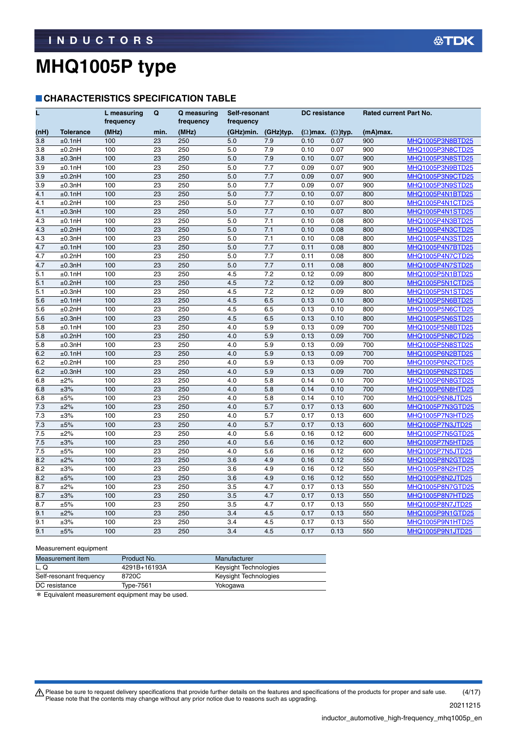# MHQ1005P type

## CHARACTERISTICS SPECIFICATION TABLE

| L | | L measuring frequency | Q | Q measuring frequency | Self-resonant frequency | | DC resistance | | Rated current | Part No. |
|---|---|---|---|---|---|---|---|---|---|---|
| (nH) | Tolerance | (MHz) | min. | (MHz) | (GHz)min. | (GHz)typ. | (Ω)max. | (Ω)typ. | (mA)max. | |
| 3.8 | ±0.1nH | 100 | 23 | 250 | 5.0 | 7.9 | 0.10 | 0.07 | 900 | MHQ1005P3N8BTD25 |
| 3.8 | ±0.2nH | 100 | 23 | 250 | 5.0 | 7.9 | 0.10 | 0.07 | 900 | MHQ1005P3N8CTD25 |
| 3.8 | ±0.3nH | 100 | 23 | 250 | 5.0 | 7.9 | 0.10 | 0.07 | 900 | MHQ1005P3N8STD25 |
| 3.9 | ±0.1nH | 100 | 23 | 250 | 5.0 | 7.7 | 0.09 | 0.07 | 900 | MHQ1005P3N9BTD25 |
| 3.9 | ±0.2nH | 100 | 23 | 250 | 5.0 | 7.7 | 0.09 | 0.07 | 900 | MHQ1005P3N9CTD25 |
| 3.9 | ±0.3nH | 100 | 23 | 250 | 5.0 | 7.7 | 0.09 | 0.07 | 900 | MHQ1005P3N9STD25 |
| 4.1 | ±0.1nH | 100 | 23 | 250 | 5.0 | 7.7 | 0.10 | 0.07 | 800 | MHQ1005P4N1BTD25 |
| 4.1 | ±0.2nH | 100 | 23 | 250 | 5.0 | 7.7 | 0.10 | 0.07 | 800 | MHQ1005P4N1CTD25 |
| 4.1 | ±0.3nH | 100 | 23 | 250 | 5.0 | 7.7 | 0.10 | 0.07 | 800 | MHQ1005P4N1STD25 |
| 4.3 | ±0.1nH | 100 | 23 | 250 | 5.0 | 7.1 | 0.10 | 0.08 | 800 | MHQ1005P4N3BTD25 |
| 4.3 | ±0.2nH | 100 | 23 | 250 | 5.0 | 7.1 | 0.10 | 0.08 | 800 | MHQ1005P4N3CTD25 |
| 4.3 | ±0.3nH | 100 | 23 | 250 | 5.0 | 7.1 | 0.10 | 0.08 | 800 | MHQ1005P4N3STD25 |
| 4.7 | ±0.1nH | 100 | 23 | 250 | 5.0 | 7.7 | 0.11 | 0.08 | 800 | MHQ1005P4N7BTD25 |
| 4.7 | ±0.2nH | 100 | 23 | 250 | 5.0 | 7.7 | 0.11 | 0.08 | 800 | MHQ1005P4N7CTD25 |
| 4.7 | ±0.3nH | 100 | 23 | 250 | 5.0 | 7.7 | 0.11 | 0.08 | 800 | MHQ1005P4N7STD25 |
| 5.1 | ±0.1nH | 100 | 23 | 250 | 4.5 | 7.2 | 0.12 | 0.09 | 800 | MHQ1005P5N1BTD25 |
| 5.1 | ±0.2nH | 100 | 23 | 250 | 4.5 | 7.2 | 0.12 | 0.09 | 800 | MHQ1005P5N1CTD25 |
| 5.1 | ±0.3nH | 100 | 23 | 250 | 4.5 | 7.2 | 0.12 | 0.09 | 800 | MHQ1005P5N1STD25 |
| 5.6 | ±0.1nH | 100 | 23 | 250 | 4.5 | 6.5 | 0.13 | 0.10 | 800 | MHQ1005P5N6BTD25 |
| 5.6 | ±0.2nH | 100 | 23 | 250 | 4.5 | 6.5 | 0.13 | 0.10 | 800 | MHQ1005P5N6CTD25 |
| 5.6 | ±0.3nH | 100 | 23 | 250 | 4.5 | 6.5 | 0.13 | 0.10 | 800 | MHQ1005P5N6STD25 |
| 5.8 | ±0.1nH | 100 | 23 | 250 | 4.0 | 5.9 | 0.13 | 0.09 | 700 | MHQ1005P5N8BTD25 |
| 5.8 | ±0.2nH | 100 | 23 | 250 | 4.0 | 5.9 | 0.13 | 0.09 | 700 | MHQ1005P5N8CTD25 |
| 5.8 | ±0.3nH | 100 | 23 | 250 | 4.0 | 5.9 | 0.13 | 0.09 | 700 | MHQ1005P5N8STD25 |
| 6.2 | ±0.1nH | 100 | 23 | 250 | 4.0 | 5.9 | 0.13 | 0.09 | 700 | MHQ1005P6N2BTD25 |
| 6.2 | ±0.2nH | 100 | 23 | 250 | 4.0 | 5.9 | 0.13 | 0.09 | 700 | MHQ1005P6N2CTD25 |
| 6.2 | ±0.3nH | 100 | 23 | 250 | 4.0 | 5.9 | 0.13 | 0.09 | 700 | MHQ1005P6N2STD25 |
| 6.8 | ±2% | 100 | 23 | 250 | 4.0 | 5.8 | 0.14 | 0.10 | 700 | MHQ1005P6N8GTD25 |
| 6.8 | ±3% | 100 | 23 | 250 | 4.0 | 5.8 | 0.14 | 0.10 | 700 | MHQ1005P6N8HTD25 |
| 6.8 | ±5% | 100 | 23 | 250 | 4.0 | 5.8 | 0.14 | 0.10 | 700 | MHQ1005P6N8JTD25 |
| 7.3 | ±2% | 100 | 23 | 250 | 4.0 | 5.7 | 0.17 | 0.13 | 600 | MHQ1005P7N3GTD25 |
| 7.3 | ±3% | 100 | 23 | 250 | 4.0 | 5.7 | 0.17 | 0.13 | 600 | MHQ1005P7N3HTD25 |
| 7.3 | ±5% | 100 | 23 | 250 | 4.0 | 5.7 | 0.17 | 0.13 | 600 | MHQ1005P7N3JTD25 |
| 7.5 | ±2% | 100 | 23 | 250 | 4.0 | 5.6 | 0.16 | 0.12 | 600 | MHQ1005P7N5GTD25 |
| 7.5 | ±3% | 100 | 23 | 250 | 4.0 | 5.6 | 0.16 | 0.12 | 600 | MHQ1005P7N5HTD25 |
| 7.5 | ±5% | 100 | 23 | 250 | 4.0 | 5.6 | 0.16 | 0.12 | 600 | MHQ1005P7N5JTD25 |
| 8.2 | ±2% | 100 | 23 | 250 | 3.6 | 4.9 | 0.16 | 0.12 | 550 | MHQ1005P8N2GTD25 |
| 8.2 | ±3% | 100 | 23 | 250 | 3.6 | 4.9 | 0.16 | 0.12 | 550 | MHQ1005P8N2HTD25 |
| 8.2 | ±5% | 100 | 23 | 250 | 3.6 | 4.9 | 0.16 | 0.12 | 550 | MHQ1005P8N2JTD25 |
| 8.7 | ±2% | 100 | 23 | 250 | 3.5 | 4.7 | 0.17 | 0.13 | 550 | MHQ1005P8N7GTD25 |
| 8.7 | ±3% | 100 | 23 | 250 | 3.5 | 4.7 | 0.17 | 0.13 | 550 | MHQ1005P8N7HTD25 |
| 8.7 | ±5% | 100 | 23 | 250 | 3.5 | 4.7 | 0.17 | 0.13 | 550 | MHQ1005P8N7JTD25 |
| 9.1 | ±2% | 100 | 23 | 250 | 3.4 | 4.5 | 0.17 | 0.13 | 550 | MHQ1005P9N1GTD25 |
| 9.1 | ±3% | 100 | 23 | 250 | 3.4 | 4.5 | 0.17 | 0.13 | 550 | MHQ1005P9N1HTD25 |
| 9.1 | ±5% | 100 | 23 | 250 | 3.4 | 4.5 | 0.17 | 0.13 | 550 | MHQ1005P9N1JTD25 |

Measurement equipment

| Measurement item | Product No. | Manufacturer |
|---|---|---|
| L, Q | 4291B+16193A | Keysight Technologies |
| Self-resonant frequency | 8720C | Keysight Technologies |
| DC resistance | Type-7561 | Yokogawa |

* Equivalent measurement equipment may be used.

⚠ Please be sure to request delivery specifications that provide further details on the features and specifications of the products for proper and safe use.
Please note that the contents may change without any prior notice due to reasons such as upgrading.

20211215

inductor_automotive_high-frequency_mhq1005p_en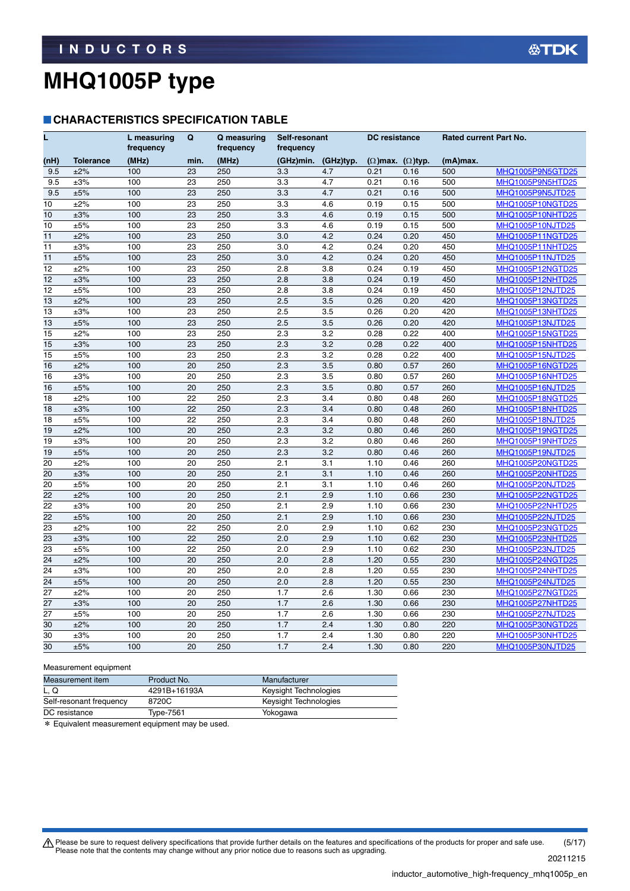# MHQ1005P type

## CHARACTERISTICS SPECIFICATION TABLE

| L | | L measuring frequency | Q | Q measuring frequency | Self-resonant frequency | | DC resistance | | Rated current | Part No. |
|---|---|---|---|---|---|---|---|---|---|---|
| (nH) | Tolerance | (MHz) | min. | (MHz) | (GHz)min. | (GHz)typ. | (Ω)max. | (Ω)typ. | (mA)max. | |
| 9.5 | ±2% | 100 | 23 | 250 | 3.3 | 4.7 | 0.21 | 0.16 | 500 | MHQ1005P9N5GTD25 |
| 9.5 | ±3% | 100 | 23 | 250 | 3.3 | 4.7 | 0.21 | 0.16 | 500 | MHQ1005P9N5HTD25 |
| 9.5 | ±5% | 100 | 23 | 250 | 3.3 | 4.7 | 0.21 | 0.16 | 500 | MHQ1005P9N5JTD25 |
| 10 | ±2% | 100 | 23 | 250 | 3.3 | 4.6 | 0.19 | 0.15 | 500 | MHQ1005P10NGTD25 |
| 10 | ±3% | 100 | 23 | 250 | 3.3 | 4.6 | 0.19 | 0.15 | 500 | MHQ1005P10NHTD25 |
| 10 | ±5% | 100 | 23 | 250 | 3.3 | 4.6 | 0.19 | 0.15 | 500 | MHQ1005P10NJTD25 |
| 11 | ±2% | 100 | 23 | 250 | 3.0 | 4.2 | 0.24 | 0.20 | 450 | MHQ1005P11NGTD25 |
| 11 | ±3% | 100 | 23 | 250 | 3.0 | 4.2 | 0.24 | 0.20 | 450 | MHQ1005P11NHTD25 |
| 11 | ±5% | 100 | 23 | 250 | 3.0 | 4.2 | 0.24 | 0.20 | 450 | MHQ1005P11NJTD25 |
| 12 | ±2% | 100 | 23 | 250 | 2.8 | 3.8 | 0.24 | 0.19 | 450 | MHQ1005P12NGTD25 |
| 12 | ±3% | 100 | 23 | 250 | 2.8 | 3.8 | 0.24 | 0.19 | 450 | MHQ1005P12NHTD25 |
| 12 | ±5% | 100 | 23 | 250 | 2.8 | 3.8 | 0.24 | 0.19 | 450 | MHQ1005P12NJTD25 |
| 13 | ±2% | 100 | 23 | 250 | 2.5 | 3.5 | 0.26 | 0.20 | 420 | MHQ1005P13NGTD25 |
| 13 | ±3% | 100 | 23 | 250 | 2.5 | 3.5 | 0.26 | 0.20 | 420 | MHQ1005P13NHTD25 |
| 13 | ±5% | 100 | 23 | 250 | 2.5 | 3.5 | 0.26 | 0.20 | 420 | MHQ1005P13NJTD25 |
| 15 | ±2% | 100 | 23 | 250 | 2.3 | 3.2 | 0.28 | 0.22 | 400 | MHQ1005P15NGTD25 |
| 15 | ±3% | 100 | 23 | 250 | 2.3 | 3.2 | 0.28 | 0.22 | 400 | MHQ1005P15NHTD25 |
| 15 | ±5% | 100 | 23 | 250 | 2.3 | 3.2 | 0.28 | 0.22 | 400 | MHQ1005P15NJTD25 |
| 16 | ±2% | 100 | 20 | 250 | 2.3 | 3.5 | 0.80 | 0.57 | 260 | MHQ1005P16NGTD25 |
| 16 | ±3% | 100 | 20 | 250 | 2.3 | 3.5 | 0.80 | 0.57 | 260 | MHQ1005P16NHTD25 |
| 16 | ±5% | 100 | 20 | 250 | 2.3 | 3.5 | 0.80 | 0.57 | 260 | MHQ1005P16NJTD25 |
| 18 | ±2% | 100 | 22 | 250 | 2.3 | 3.4 | 0.80 | 0.48 | 260 | MHQ1005P18NGTD25 |
| 18 | ±3% | 100 | 22 | 250 | 2.3 | 3.4 | 0.80 | 0.48 | 260 | MHQ1005P18NHTD25 |
| 18 | ±5% | 100 | 22 | 250 | 2.3 | 3.4 | 0.80 | 0.48 | 260 | MHQ1005P18NJTD25 |
| 19 | ±2% | 100 | 20 | 250 | 2.3 | 3.2 | 0.80 | 0.46 | 260 | MHQ1005P19NGTD25 |
| 19 | ±3% | 100 | 20 | 250 | 2.3 | 3.2 | 0.80 | 0.46 | 260 | MHQ1005P19NHTD25 |
| 19 | ±5% | 100 | 20 | 250 | 2.3 | 3.2 | 0.80 | 0.46 | 260 | MHQ1005P19NJTD25 |
| 20 | ±2% | 100 | 20 | 250 | 2.1 | 3.1 | 1.10 | 0.46 | 260 | MHQ1005P20NGTD25 |
| 20 | ±3% | 100 | 20 | 250 | 2.1 | 3.1 | 1.10 | 0.46 | 260 | MHQ1005P20NHTD25 |
| 20 | ±5% | 100 | 20 | 250 | 2.1 | 3.1 | 1.10 | 0.46 | 260 | MHQ1005P20NJTD25 |
| 22 | ±2% | 100 | 20 | 250 | 2.1 | 2.9 | 1.10 | 0.66 | 230 | MHQ1005P22NGTD25 |
| 22 | ±3% | 100 | 20 | 250 | 2.1 | 2.9 | 1.10 | 0.66 | 230 | MHQ1005P22NHTD25 |
| 22 | ±5% | 100 | 20 | 250 | 2.1 | 2.9 | 1.10 | 0.66 | 230 | MHQ1005P22NJTD25 |
| 23 | ±2% | 100 | 22 | 250 | 2.0 | 2.9 | 1.10 | 0.62 | 230 | MHQ1005P23NGTD25 |
| 23 | ±3% | 100 | 22 | 250 | 2.0 | 2.9 | 1.10 | 0.62 | 230 | MHQ1005P23NHTD25 |
| 23 | ±5% | 100 | 22 | 250 | 2.0 | 2.9 | 1.10 | 0.62 | 230 | MHQ1005P23NJTD25 |
| 24 | ±2% | 100 | 20 | 250 | 2.0 | 2.8 | 1.20 | 0.55 | 230 | MHQ1005P24NGTD25 |
| 24 | ±3% | 100 | 20 | 250 | 2.0 | 2.8 | 1.20 | 0.55 | 230 | MHQ1005P24NHTD25 |
| 24 | ±5% | 100 | 20 | 250 | 2.0 | 2.8 | 1.20 | 0.55 | 230 | MHQ1005P24NJTD25 |
| 27 | ±2% | 100 | 20 | 250 | 1.7 | 2.6 | 1.30 | 0.66 | 230 | MHQ1005P27NGTD25 |
| 27 | ±3% | 100 | 20 | 250 | 1.7 | 2.6 | 1.30 | 0.66 | 230 | MHQ1005P27NHTD25 |
| 27 | ±5% | 100 | 20 | 250 | 1.7 | 2.6 | 1.30 | 0.66 | 230 | MHQ1005P27NJTD25 |
| 30 | ±2% | 100 | 20 | 250 | 1.7 | 2.4 | 1.30 | 0.80 | 220 | MHQ1005P30NGTD25 |
| 30 | ±3% | 100 | 20 | 250 | 1.7 | 2.4 | 1.30 | 0.80 | 220 | MHQ1005P30NHTD25 |
| 30 | ±5% | 100 | 20 | 250 | 1.7 | 2.4 | 1.30 | 0.80 | 220 | MHQ1005P30NJTD25 |

Measurement equipment

| Measurement item | Product No. | Manufacturer |
|---|---|---|
| L, Q | 4291B+16193A | Keysight Technologies |
| Self-resonant frequency | 8720C | Keysight Technologies |
| DC resistance | Type-7561 | Yokogawa |

* Equivalent measurement equipment may be used.

⚠ Please be sure to request delivery specifications that provide further details on the features and specifications of the products for proper and safe use.
Please note that the contents may change without any prior notice due to reasons such as upgrading.

20211215

inductor_automotive_high-frequency_mhq1005p_en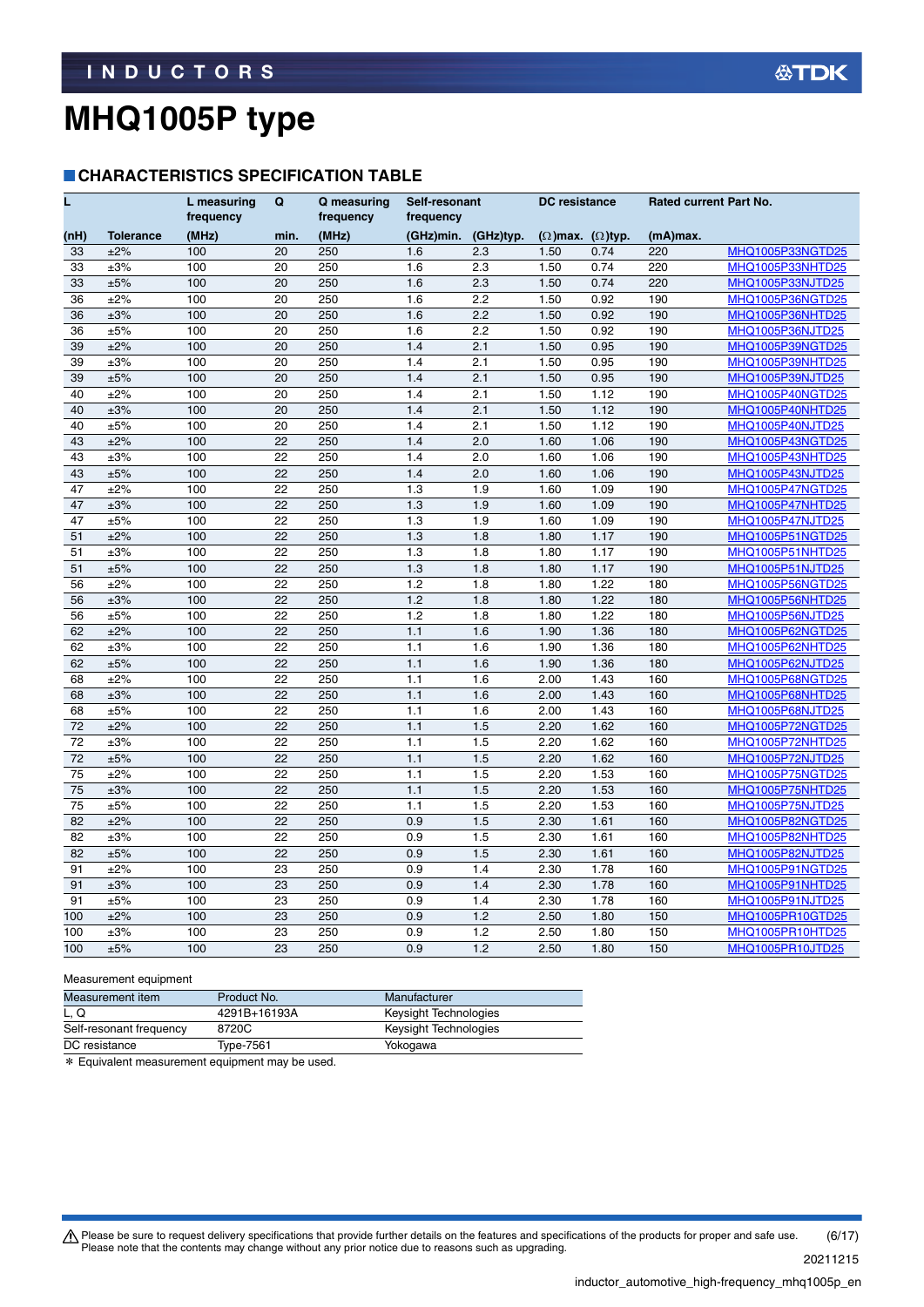# MHQ1005P type

## CHARACTERISTICS SPECIFICATION TABLE

| L | | L measuring frequency | Q | Q measuring frequency | Self-resonant frequency | | DC resistance | | Rated current | Part No. |
|---|---|---|---|---|---|---|---|---|---|---|
| (nH) | Tolerance | (MHz) | min. | (MHz) | (GHz)min. | (GHz)typ. | (Ω)max. | (Ω)typ. | (mA)max. | |
| 33 | ±2% | 100 | 20 | 250 | 1.6 | 2.3 | 1.50 | 0.74 | 220 | MHQ1005P33NGTD25 |
| 33 | ±3% | 100 | 20 | 250 | 1.6 | 2.3 | 1.50 | 0.74 | 220 | MHQ1005P33NHTD25 |
| 33 | ±5% | 100 | 20 | 250 | 1.6 | 2.3 | 1.50 | 0.74 | 220 | MHQ1005P33NJTD25 |
| 36 | ±2% | 100 | 20 | 250 | 1.6 | 2.2 | 1.50 | 0.92 | 190 | MHQ1005P36NGTD25 |
| 36 | ±3% | 100 | 20 | 250 | 1.6 | 2.2 | 1.50 | 0.92 | 190 | MHQ1005P36NHTD25 |
| 36 | ±5% | 100 | 20 | 250 | 1.6 | 2.2 | 1.50 | 0.92 | 190 | MHQ1005P36NJTD25 |
| 39 | ±2% | 100 | 20 | 250 | 1.4 | 2.1 | 1.50 | 0.95 | 190 | MHQ1005P39NGTD25 |
| 39 | ±3% | 100 | 20 | 250 | 1.4 | 2.1 | 1.50 | 0.95 | 190 | MHQ1005P39NHTD25 |
| 39 | ±5% | 100 | 20 | 250 | 1.4 | 2.1 | 1.50 | 0.95 | 190 | MHQ1005P39NJTD25 |
| 40 | ±2% | 100 | 20 | 250 | 1.4 | 2.1 | 1.50 | 1.12 | 190 | MHQ1005P40NGTD25 |
| 40 | ±3% | 100 | 20 | 250 | 1.4 | 2.1 | 1.50 | 1.12 | 190 | MHQ1005P40NHTD25 |
| 40 | ±5% | 100 | 20 | 250 | 1.4 | 2.1 | 1.50 | 1.12 | 190 | MHQ1005P40NJTD25 |
| 43 | ±2% | 100 | 22 | 250 | 1.4 | 2.0 | 1.60 | 1.06 | 190 | MHQ1005P43NGTD25 |
| 43 | ±3% | 100 | 22 | 250 | 1.4 | 2.0 | 1.60 | 1.06 | 190 | MHQ1005P43NHTD25 |
| 43 | ±5% | 100 | 22 | 250 | 1.4 | 2.0 | 1.60 | 1.06 | 190 | MHQ1005P43NJTD25 |
| 47 | ±2% | 100 | 22 | 250 | 1.3 | 1.9 | 1.60 | 1.09 | 190 | MHQ1005P47NGTD25 |
| 47 | ±3% | 100 | 22 | 250 | 1.3 | 1.9 | 1.60 | 1.09 | 190 | MHQ1005P47NHTD25 |
| 47 | ±5% | 100 | 22 | 250 | 1.3 | 1.9 | 1.60 | 1.09 | 190 | MHQ1005P47NJTD25 |
| 51 | ±2% | 100 | 22 | 250 | 1.3 | 1.8 | 1.80 | 1.17 | 190 | MHQ1005P51NGTD25 |
| 51 | ±3% | 100 | 22 | 250 | 1.3 | 1.8 | 1.80 | 1.17 | 190 | MHQ1005P51NHTD25 |
| 51 | ±5% | 100 | 22 | 250 | 1.3 | 1.8 | 1.80 | 1.17 | 190 | MHQ1005P51NJTD25 |
| 56 | ±2% | 100 | 22 | 250 | 1.2 | 1.8 | 1.80 | 1.22 | 180 | MHQ1005P56NGTD25 |
| 56 | ±3% | 100 | 22 | 250 | 1.2 | 1.8 | 1.80 | 1.22 | 180 | MHQ1005P56NHTD25 |
| 56 | ±5% | 100 | 22 | 250 | 1.2 | 1.8 | 1.80 | 1.22 | 180 | MHQ1005P56NJTD25 |
| 62 | ±2% | 100 | 22 | 250 | 1.1 | 1.6 | 1.90 | 1.36 | 180 | MHQ1005P62NGTD25 |
| 62 | ±3% | 100 | 22 | 250 | 1.1 | 1.6 | 1.90 | 1.36 | 180 | MHQ1005P62NHTD25 |
| 62 | ±5% | 100 | 22 | 250 | 1.1 | 1.6 | 1.90 | 1.36 | 180 | MHQ1005P62NJTD25 |
| 68 | ±2% | 100 | 22 | 250 | 1.1 | 1.6 | 2.00 | 1.43 | 160 | MHQ1005P68NGTD25 |
| 68 | ±3% | 100 | 22 | 250 | 1.1 | 1.6 | 2.00 | 1.43 | 160 | MHQ1005P68NHTD25 |
| 68 | ±5% | 100 | 22 | 250 | 1.1 | 1.6 | 2.00 | 1.43 | 160 | MHQ1005P68NJTD25 |
| 72 | ±2% | 100 | 22 | 250 | 1.1 | 1.5 | 2.20 | 1.62 | 160 | MHQ1005P72NGTD25 |
| 72 | ±3% | 100 | 22 | 250 | 1.1 | 1.5 | 2.20 | 1.62 | 160 | MHQ1005P72NHTD25 |
| 72 | ±5% | 100 | 22 | 250 | 1.1 | 1.5 | 2.20 | 1.62 | 160 | MHQ1005P72NJTD25 |
| 75 | ±2% | 100 | 22 | 250 | 1.1 | 1.5 | 2.20 | 1.53 | 160 | MHQ1005P75NGTD25 |
| 75 | ±3% | 100 | 22 | 250 | 1.1 | 1.5 | 2.20 | 1.53 | 160 | MHQ1005P75NHTD25 |
| 75 | ±5% | 100 | 22 | 250 | 1.1 | 1.5 | 2.20 | 1.53 | 160 | MHQ1005P75NJTD25 |
| 82 | ±2% | 100 | 22 | 250 | 0.9 | 1.5 | 2.30 | 1.61 | 160 | MHQ1005P82NGTD25 |
| 82 | ±3% | 100 | 22 | 250 | 0.9 | 1.5 | 2.30 | 1.61 | 160 | MHQ1005P82NHTD25 |
| 82 | ±5% | 100 | 22 | 250 | 0.9 | 1.5 | 2.30 | 1.61 | 160 | MHQ1005P82NJTD25 |
| 91 | ±2% | 100 | 23 | 250 | 0.9 | 1.4 | 2.30 | 1.78 | 160 | MHQ1005P91NGTD25 |
| 91 | ±3% | 100 | 23 | 250 | 0.9 | 1.4 | 2.30 | 1.78 | 160 | MHQ1005P91NHTD25 |
| 91 | ±5% | 100 | 23 | 250 | 0.9 | 1.4 | 2.30 | 1.78 | 160 | MHQ1005P91NJTD25 |
| 100 | ±2% | 100 | 23 | 250 | 0.9 | 1.2 | 2.50 | 1.80 | 150 | MHQ1005PR10GTD25 |
| 100 | ±3% | 100 | 23 | 250 | 0.9 | 1.2 | 2.50 | 1.80 | 150 | MHQ1005PR10HTD25 |
| 100 | ±5% | 100 | 23 | 250 | 0.9 | 1.2 | 2.50 | 1.80 | 150 | MHQ1005PR10JTD25 |

Measurement equipment

| Measurement item | Product No. | Manufacturer |
|---|---|---|
| L, Q | 4291B+16193A | Keysight Technologies |
| Self-resonant frequency | 8720C | Keysight Technologies |
| DC resistance | Type-7561 | Yokogawa |

* Equivalent measurement equipment may be used.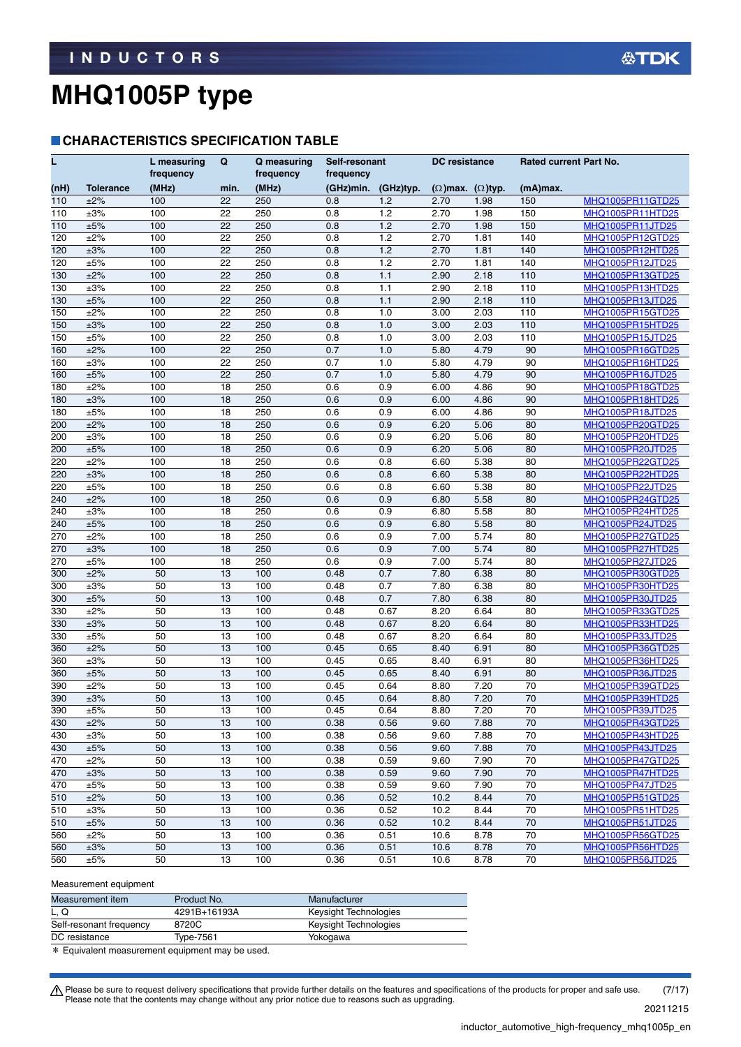# MHQ1005P type

## CHARACTERISTICS SPECIFICATION TABLE

| L | | L measuring frequency | Q | Q measuring frequency | Self-resonant frequency | | DC resistance | | Rated current | Part No. |
|---|---|---|---|---|---|---|---|---|---|---|
| (nH) | Tolerance | (MHz) | min. | (MHz) | (GHz)min. | (GHz)typ. | (Ω)max. | (Ω)typ. | (mA)max. | |
| 110 | ±2% | 100 | 22 | 250 | 0.8 | 1.2 | 2.70 | 1.98 | 150 | MHQ1005PR11GTD25 |
| 110 | ±3% | 100 | 22 | 250 | 0.8 | 1.2 | 2.70 | 1.98 | 150 | MHQ1005PR11HTD25 |
| 110 | ±5% | 100 | 22 | 250 | 0.8 | 1.2 | 2.70 | 1.98 | 150 | MHQ1005PR11JTD25 |
| 120 | ±2% | 100 | 22 | 250 | 0.8 | 1.2 | 2.70 | 1.81 | 140 | MHQ1005PR12GTD25 |
| 120 | ±3% | 100 | 22 | 250 | 0.8 | 1.2 | 2.70 | 1.81 | 140 | MHQ1005PR12HTD25 |
| 120 | ±5% | 100 | 22 | 250 | 0.8 | 1.2 | 2.70 | 1.81 | 140 | MHQ1005PR12JTD25 |
| 130 | ±2% | 100 | 22 | 250 | 0.8 | 1.1 | 2.90 | 2.18 | 110 | MHQ1005PR13GTD25 |
| 130 | ±3% | 100 | 22 | 250 | 0.8 | 1.1 | 2.90 | 2.18 | 110 | MHQ1005PR13HTD25 |
| 130 | ±5% | 100 | 22 | 250 | 0.8 | 1.1 | 2.90 | 2.18 | 110 | MHQ1005PR13JTD25 |
| 150 | ±2% | 100 | 22 | 250 | 0.8 | 1.0 | 3.00 | 2.03 | 110 | MHQ1005PR15GTD25 |
| 150 | ±3% | 100 | 22 | 250 | 0.8 | 1.0 | 3.00 | 2.03 | 110 | MHQ1005PR15HTD25 |
| 150 | ±5% | 100 | 22 | 250 | 0.8 | 1.0 | 3.00 | 2.03 | 110 | MHQ1005PR15JTD25 |
| 160 | ±2% | 100 | 22 | 250 | 0.7 | 1.0 | 5.80 | 4.79 | 90 | MHQ1005PR16GTD25 |
| 160 | ±3% | 100 | 22 | 250 | 0.7 | 1.0 | 5.80 | 4.79 | 90 | MHQ1005PR16HTD25 |
| 160 | ±5% | 100 | 22 | 250 | 0.7 | 1.0 | 5.80 | 4.79 | 90 | MHQ1005PR16JTD25 |
| 180 | ±2% | 100 | 18 | 250 | 0.6 | 0.9 | 6.00 | 4.86 | 90 | MHQ1005PR18GTD25 |
| 180 | ±3% | 100 | 18 | 250 | 0.6 | 0.9 | 6.00 | 4.86 | 90 | MHQ1005PR18HTD25 |
| 180 | ±5% | 100 | 18 | 250 | 0.6 | 0.9 | 6.00 | 4.86 | 90 | MHQ1005PR18JTD25 |
| 200 | ±2% | 100 | 18 | 250 | 0.6 | 0.9 | 6.20 | 5.06 | 80 | MHQ1005PR20GTD25 |
| 200 | ±3% | 100 | 18 | 250 | 0.6 | 0.9 | 6.20 | 5.06 | 80 | MHQ1005PR20HTD25 |
| 200 | ±5% | 100 | 18 | 250 | 0.6 | 0.9 | 6.20 | 5.06 | 80 | MHQ1005PR20JTD25 |
| 220 | ±2% | 100 | 18 | 250 | 0.6 | 0.8 | 6.60 | 5.38 | 80 | MHQ1005PR22GTD25 |
| 220 | ±3% | 100 | 18 | 250 | 0.6 | 0.8 | 6.60 | 5.38 | 80 | MHQ1005PR22HTD25 |
| 220 | ±5% | 100 | 18 | 250 | 0.6 | 0.8 | 6.60 | 5.38 | 80 | MHQ1005PR22JTD25 |
| 240 | ±2% | 100 | 18 | 250 | 0.6 | 0.9 | 6.80 | 5.58 | 80 | MHQ1005PR24GTD25 |
| 240 | ±3% | 100 | 18 | 250 | 0.6 | 0.9 | 6.80 | 5.58 | 80 | MHQ1005PR24HTD25 |
| 240 | ±5% | 100 | 18 | 250 | 0.6 | 0.9 | 6.80 | 5.58 | 80 | MHQ1005PR24JTD25 |
| 270 | ±2% | 100 | 18 | 250 | 0.6 | 0.9 | 7.00 | 5.74 | 80 | MHQ1005PR27GTD25 |
| 270 | ±3% | 100 | 18 | 250 | 0.6 | 0.9 | 7.00 | 5.74 | 80 | MHQ1005PR27HTD25 |
| 270 | ±5% | 100 | 18 | 250 | 0.6 | 0.9 | 7.00 | 5.74 | 80 | MHQ1005PR27JTD25 |
| 300 | ±2% | 50 | 13 | 100 | 0.48 | 0.7 | 7.80 | 6.38 | 80 | MHQ1005PR30GTD25 |
| 300 | ±3% | 50 | 13 | 100 | 0.48 | 0.7 | 7.80 | 6.38 | 80 | MHQ1005PR30HTD25 |
| 300 | ±5% | 50 | 13 | 100 | 0.48 | 0.7 | 7.80 | 6.38 | 80 | MHQ1005PR30JTD25 |
| 330 | ±2% | 50 | 13 | 100 | 0.48 | 0.67 | 8.20 | 6.64 | 80 | MHQ1005PR33GTD25 |
| 330 | ±3% | 50 | 13 | 100 | 0.48 | 0.67 | 8.20 | 6.64 | 80 | MHQ1005PR33HTD25 |
| 330 | ±5% | 50 | 13 | 100 | 0.48 | 0.67 | 8.20 | 6.64 | 80 | MHQ1005PR33JTD25 |
| 360 | ±2% | 50 | 13 | 100 | 0.45 | 0.65 | 8.40 | 6.91 | 80 | MHQ1005PR36GTD25 |
| 360 | ±3% | 50 | 13 | 100 | 0.45 | 0.65 | 8.40 | 6.91 | 80 | MHQ1005PR36HTD25 |
| 360 | ±5% | 50 | 13 | 100 | 0.45 | 0.65 | 8.40 | 6.91 | 80 | MHQ1005PR36JTD25 |
| 390 | ±2% | 50 | 13 | 100 | 0.45 | 0.64 | 8.80 | 7.20 | 70 | MHQ1005PR39GTD25 |
| 390 | ±3% | 50 | 13 | 100 | 0.45 | 0.64 | 8.80 | 7.20 | 70 | MHQ1005PR39HTD25 |
| 390 | ±5% | 50 | 13 | 100 | 0.45 | 0.64 | 8.80 | 7.20 | 70 | MHQ1005PR39JTD25 |
| 430 | ±2% | 50 | 13 | 100 | 0.38 | 0.56 | 9.60 | 7.88 | 70 | MHQ1005PR43GTD25 |
| 430 | ±3% | 50 | 13 | 100 | 0.38 | 0.56 | 9.60 | 7.88 | 70 | MHQ1005PR43HTD25 |
| 430 | ±5% | 50 | 13 | 100 | 0.38 | 0.56 | 9.60 | 7.88 | 70 | MHQ1005PR43JTD25 |
| 470 | ±2% | 50 | 13 | 100 | 0.38 | 0.59 | 9.60 | 7.90 | 70 | MHQ1005PR47GTD25 |
| 470 | ±3% | 50 | 13 | 100 | 0.38 | 0.59 | 9.60 | 7.90 | 70 | MHQ1005PR47HTD25 |
| 470 | ±5% | 50 | 13 | 100 | 0.38 | 0.59 | 9.60 | 7.90 | 70 | MHQ1005PR47JTD25 |
| 510 | ±2% | 50 | 13 | 100 | 0.36 | 0.52 | 10.2 | 8.44 | 70 | MHQ1005PR51GTD25 |
| 510 | ±3% | 50 | 13 | 100 | 0.36 | 0.52 | 10.2 | 8.44 | 70 | MHQ1005PR51HTD25 |
| 510 | ±5% | 50 | 13 | 100 | 0.36 | 0.52 | 10.2 | 8.44 | 70 | MHQ1005PR51JTD25 |
| 560 | ±2% | 50 | 13 | 100 | 0.36 | 0.51 | 10.6 | 8.78 | 70 | MHQ1005PR56GTD25 |
| 560 | ±3% | 50 | 13 | 100 | 0.36 | 0.51 | 10.6 | 8.78 | 70 | MHQ1005PR56HTD25 |
| 560 | ±5% | 50 | 13 | 100 | 0.36 | 0.51 | 10.6 | 8.78 | 70 | MHQ1005PR56JTD25 |

Measurement equipment

| Measurement item | Product No. | Manufacturer |
|---|---|---|
| L, Q | 4291B+16193A | Keysight Technologies |
| Self-resonant frequency | 8720C | Keysight Technologies |
| DC resistance | Type-7561 | Yokogawa |

* Equivalent measurement equipment may be used.

⚠ Please be sure to request delivery specifications that provide further details on the features and specifications of the products for proper and safe use.
Please note that the contents may change without any prior notice due to reasons such as upgrading.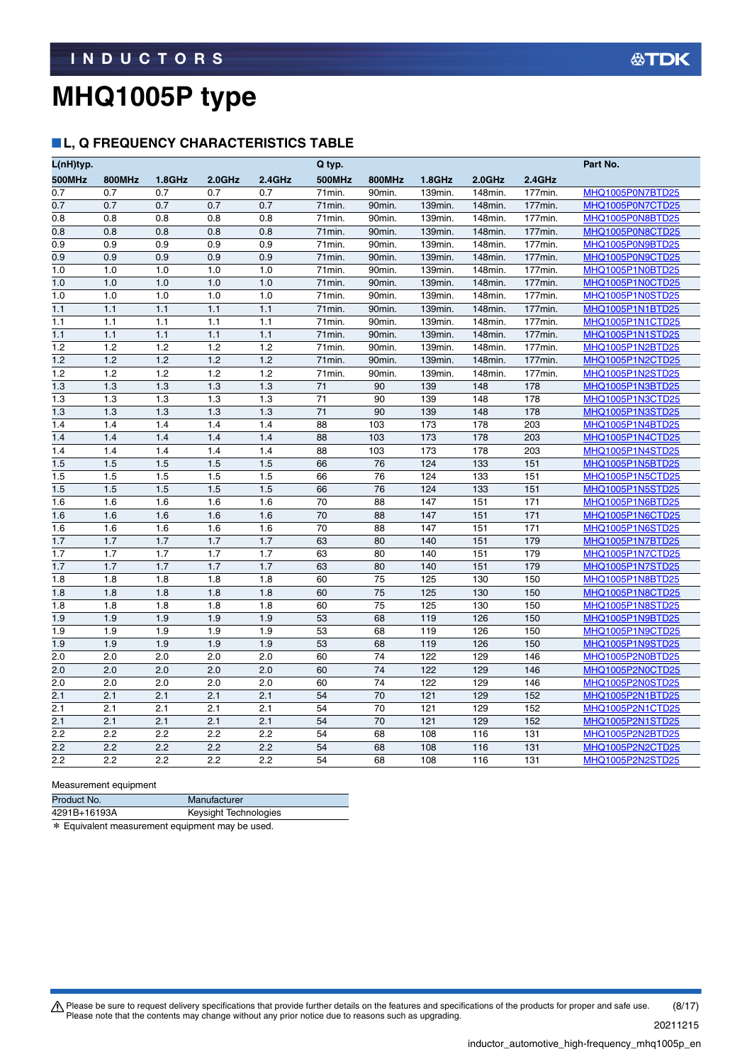INDUCTORS

# MHQ1005P type

## L, Q FREQUENCY CHARACTERISTICS TABLE

| L(nH)typ. | | | | | Q typ. | | | | | Part No. |
|---|---|---|---|---|---|---|---|---|---|---|
| 500MHz | 800MHz | 1.8GHz | 2.0GHz | 2.4GHz | 500MHz | 800MHz | 1.8GHz | 2.0GHz | 2.4GHz | |
| 0.7 | 0.7 | 0.7 | 0.7 | 0.7 | 71min. | 90min. | 139min. | 148min. | 177min. | MHQ1005P0N7BTD25 |
| 0.7 | 0.7 | 0.7 | 0.7 | 0.7 | 71min. | 90min. | 139min. | 148min. | 177min. | MHQ1005P0N7CTD25 |
| 0.8 | 0.8 | 0.8 | 0.8 | 0.8 | 71min. | 90min. | 139min. | 148min. | 177min. | MHQ1005P0N8BTD25 |
| 0.8 | 0.8 | 0.8 | 0.8 | 0.8 | 71min. | 90min. | 139min. | 148min. | 177min. | MHQ1005P0N8CTD25 |
| 0.9 | 0.9 | 0.9 | 0.9 | 0.9 | 71min. | 90min. | 139min. | 148min. | 177min. | MHQ1005P0N9BTD25 |
| 0.9 | 0.9 | 0.9 | 0.9 | 0.9 | 71min. | 90min. | 139min. | 148min. | 177min. | MHQ1005P0N9CTD25 |
| 1.0 | 1.0 | 1.0 | 1.0 | 1.0 | 71min. | 90min. | 139min. | 148min. | 177min. | MHQ1005P1N0BTD25 |
| 1.0 | 1.0 | 1.0 | 1.0 | 1.0 | 71min. | 90min. | 139min. | 148min. | 177min. | MHQ1005P1N0CTD25 |
| 1.0 | 1.0 | 1.0 | 1.0 | 1.0 | 71min. | 90min. | 139min. | 148min. | 177min. | MHQ1005P1N0STD25 |
| 1.1 | 1.1 | 1.1 | 1.1 | 1.1 | 71min. | 90min. | 139min. | 148min. | 177min. | MHQ1005P1N1BTD25 |
| 1.1 | 1.1 | 1.1 | 1.1 | 1.1 | 71min. | 90min. | 139min. | 148min. | 177min. | MHQ1005P1N1CTD25 |
| 1.1 | 1.1 | 1.1 | 1.1 | 1.1 | 71min. | 90min. | 139min. | 148min. | 177min. | MHQ1005P1N1STD25 |
| 1.2 | 1.2 | 1.2 | 1.2 | 1.2 | 71min. | 90min. | 139min. | 148min. | 177min. | MHQ1005P1N2BTD25 |
| 1.2 | 1.2 | 1.2 | 1.2 | 1.2 | 71min. | 90min. | 139min. | 148min. | 177min. | MHQ1005P1N2CTD25 |
| 1.2 | 1.2 | 1.2 | 1.2 | 1.2 | 71min. | 90min. | 139min. | 148min. | 177min. | MHQ1005P1N2STD25 |
| 1.3 | 1.3 | 1.3 | 1.3 | 1.3 | 71 | 90 | 139 | 148 | 178 | MHQ1005P1N3BTD25 |
| 1.3 | 1.3 | 1.3 | 1.3 | 1.3 | 71 | 90 | 139 | 148 | 178 | MHQ1005P1N3CTD25 |
| 1.3 | 1.3 | 1.3 | 1.3 | 1.3 | 71 | 90 | 139 | 148 | 178 | MHQ1005P1N3STD25 |
| 1.4 | 1.4 | 1.4 | 1.4 | 1.4 | 88 | 103 | 173 | 178 | 203 | MHQ1005P1N4BTD25 |
| 1.4 | 1.4 | 1.4 | 1.4 | 1.4 | 88 | 103 | 173 | 178 | 203 | MHQ1005P1N4CTD25 |
| 1.4 | 1.4 | 1.4 | 1.4 | 1.4 | 88 | 103 | 173 | 178 | 203 | MHQ1005P1N4STD25 |
| 1.5 | 1.5 | 1.5 | 1.5 | 1.5 | 66 | 76 | 124 | 133 | 151 | MHQ1005P1N5BTD25 |
| 1.5 | 1.5 | 1.5 | 1.5 | 1.5 | 66 | 76 | 124 | 133 | 151 | MHQ1005P1N5CTD25 |
| 1.5 | 1.5 | 1.5 | 1.5 | 1.5 | 66 | 76 | 124 | 133 | 151 | MHQ1005P1N5STD25 |
| 1.6 | 1.6 | 1.6 | 1.6 | 1.6 | 70 | 88 | 147 | 151 | 171 | MHQ1005P1N6BTD25 |
| 1.6 | 1.6 | 1.6 | 1.6 | 1.6 | 70 | 88 | 147 | 151 | 171 | MHQ1005P1N6CTD25 |
| 1.6 | 1.6 | 1.6 | 1.6 | 1.6 | 70 | 88 | 147 | 151 | 171 | MHQ1005P1N6STD25 |
| 1.7 | 1.7 | 1.7 | 1.7 | 1.7 | 63 | 80 | 140 | 151 | 179 | MHQ1005P1N7BTD25 |
| 1.7 | 1.7 | 1.7 | 1.7 | 1.7 | 63 | 80 | 140 | 151 | 179 | MHQ1005P1N7CTD25 |
| 1.7 | 1.7 | 1.7 | 1.7 | 1.7 | 63 | 80 | 140 | 151 | 179 | MHQ1005P1N7STD25 |
| 1.8 | 1.8 | 1.8 | 1.8 | 1.8 | 60 | 75 | 125 | 130 | 150 | MHQ1005P1N8BTD25 |
| 1.8 | 1.8 | 1.8 | 1.8 | 1.8 | 60 | 75 | 125 | 130 | 150 | MHQ1005P1N8CTD25 |
| 1.8 | 1.8 | 1.8 | 1.8 | 1.8 | 60 | 75 | 125 | 130 | 150 | MHQ1005P1N8STD25 |
| 1.9 | 1.9 | 1.9 | 1.9 | 1.9 | 53 | 68 | 119 | 126 | 150 | MHQ1005P1N9BTD25 |
| 1.9 | 1.9 | 1.9 | 1.9 | 1.9 | 53 | 68 | 119 | 126 | 150 | MHQ1005P1N9CTD25 |
| 1.9 | 1.9 | 1.9 | 1.9 | 1.9 | 53 | 68 | 119 | 126 | 150 | MHQ1005P1N9STD25 |
| 2.0 | 2.0 | 2.0 | 2.0 | 2.0 | 60 | 74 | 122 | 129 | 146 | MHQ1005P2N0BTD25 |
| 2.0 | 2.0 | 2.0 | 2.0 | 2.0 | 60 | 74 | 122 | 129 | 146 | MHQ1005P2N0CTD25 |
| 2.0 | 2.0 | 2.0 | 2.0 | 2.0 | 60 | 74 | 122 | 129 | 146 | MHQ1005P2N0STD25 |
| 2.1 | 2.1 | 2.1 | 2.1 | 2.1 | 54 | 70 | 121 | 129 | 152 | MHQ1005P2N1BTD25 |
| 2.1 | 2.1 | 2.1 | 2.1 | 2.1 | 54 | 70 | 121 | 129 | 152 | MHQ1005P2N1CTD25 |
| 2.1 | 2.1 | 2.1 | 2.1 | 2.1 | 54 | 70 | 121 | 129 | 152 | MHQ1005P2N1STD25 |
| 2.2 | 2.2 | 2.2 | 2.2 | 2.2 | 54 | 68 | 108 | 116 | 131 | MHQ1005P2N2BTD25 |
| 2.2 | 2.2 | 2.2 | 2.2 | 2.2 | 54 | 68 | 108 | 116 | 131 | MHQ1005P2N2CTD25 |
| 2.2 | 2.2 | 2.2 | 2.2 | 2.2 | 54 | 68 | 108 | 116 | 131 | MHQ1005P2N2STD25 |

Measurement equipment

| Product No. | Manufacturer |
|---|---|
| 4291B+16193A | Keysight Technologies |

* Equivalent measurement equipment may be used.

⚠ Please be sure to request delivery specifications that provide further details on the features and specifications of the products for proper and safe use.
Please note that the contents may change without any prior notice due to reasons such as upgrading.

20211215

inductor_automotive_high-frequency_mhq1005p_en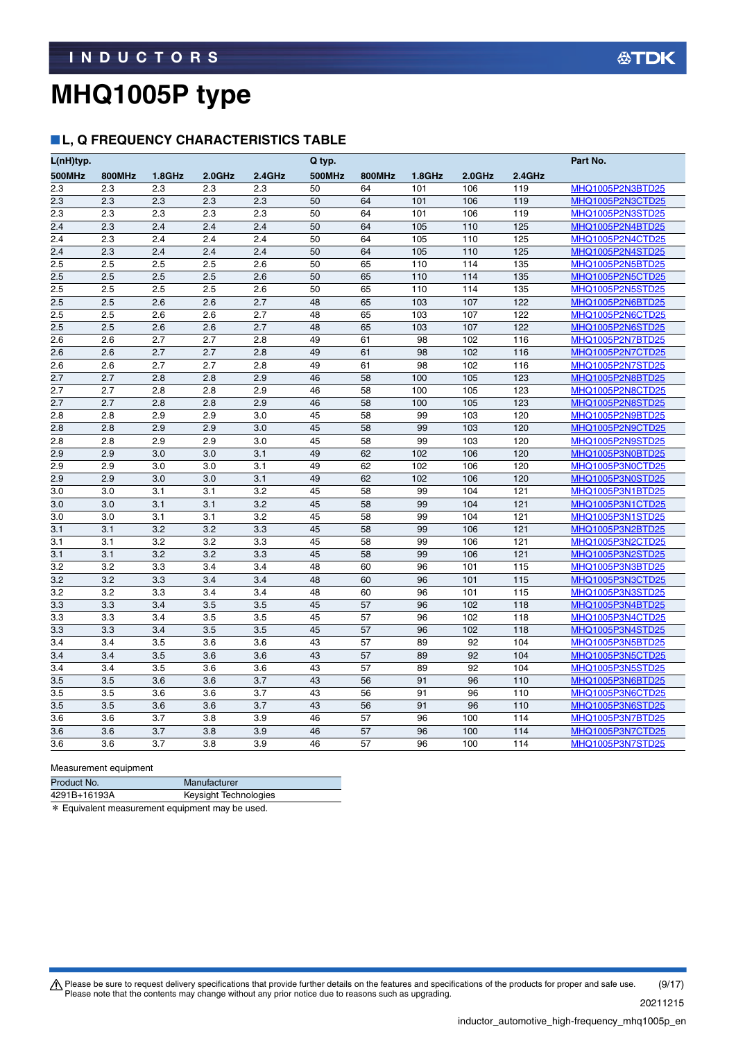# MHQ1005P type

## L, Q FREQUENCY CHARACTERISTICS TABLE

| L(nH)typ. | | | | | Q typ. | | | | | Part No. |
|---|---|---|---|---|---|---|---|---|---|---|
| 500MHz | 800MHz | 1.8GHz | 2.0GHz | 2.4GHz | 500MHz | 800MHz | 1.8GHz | 2.0GHz | 2.4GHz | |
| 2.3 | 2.3 | 2.3 | 2.3 | 2.3 | 50 | 64 | 101 | 106 | 119 | MHQ1005P2N3BTD25 |
| 2.3 | 2.3 | 2.3 | 2.3 | 2.3 | 50 | 64 | 101 | 106 | 119 | MHQ1005P2N3CTD25 |
| 2.3 | 2.3 | 2.3 | 2.3 | 2.3 | 50 | 64 | 101 | 106 | 119 | MHQ1005P2N3STD25 |
| 2.4 | 2.3 | 2.4 | 2.4 | 2.4 | 50 | 64 | 105 | 110 | 125 | MHQ1005P2N4BTD25 |
| 2.4 | 2.3 | 2.4 | 2.4 | 2.4 | 50 | 64 | 105 | 110 | 125 | MHQ1005P2N4CTD25 |
| 2.4 | 2.3 | 2.4 | 2.4 | 2.4 | 50 | 64 | 105 | 110 | 125 | MHQ1005P2N4STD25 |
| 2.5 | 2.5 | 2.5 | 2.5 | 2.6 | 50 | 65 | 110 | 114 | 135 | MHQ1005P2N5BTD25 |
| 2.5 | 2.5 | 2.5 | 2.5 | 2.6 | 50 | 65 | 110 | 114 | 135 | MHQ1005P2N5CTD25 |
| 2.5 | 2.5 | 2.5 | 2.5 | 2.6 | 50 | 65 | 110 | 114 | 135 | MHQ1005P2N5STD25 |
| 2.5 | 2.5 | 2.6 | 2.6 | 2.7 | 48 | 65 | 103 | 107 | 122 | MHQ1005P2N6BTD25 |
| 2.5 | 2.5 | 2.6 | 2.6 | 2.7 | 48 | 65 | 103 | 107 | 122 | MHQ1005P2N6CTD25 |
| 2.5 | 2.5 | 2.6 | 2.6 | 2.7 | 48 | 65 | 103 | 107 | 122 | MHQ1005P2N6STD25 |
| 2.6 | 2.6 | 2.7 | 2.7 | 2.8 | 49 | 61 | 98 | 102 | 116 | MHQ1005P2N7BTD25 |
| 2.6 | 2.6 | 2.7 | 2.7 | 2.8 | 49 | 61 | 98 | 102 | 116 | MHQ1005P2N7CTD25 |
| 2.6 | 2.6 | 2.7 | 2.7 | 2.8 | 49 | 61 | 98 | 102 | 116 | MHQ1005P2N7STD25 |
| 2.7 | 2.7 | 2.8 | 2.8 | 2.9 | 46 | 58 | 100 | 105 | 123 | MHQ1005P2N8BTD25 |
| 2.7 | 2.7 | 2.8 | 2.8 | 2.9 | 46 | 58 | 100 | 105 | 123 | MHQ1005P2N8CTD25 |
| 2.7 | 2.7 | 2.8 | 2.8 | 2.9 | 46 | 58 | 100 | 105 | 123 | MHQ1005P2N8STD25 |
| 2.8 | 2.8 | 2.9 | 2.9 | 3.0 | 45 | 58 | 99 | 103 | 120 | MHQ1005P2N9BTD25 |
| 2.8 | 2.8 | 2.9 | 2.9 | 3.0 | 45 | 58 | 99 | 103 | 120 | MHQ1005P2N9CTD25 |
| 2.8 | 2.8 | 2.9 | 2.9 | 3.0 | 45 | 58 | 99 | 103 | 120 | MHQ1005P2N9STD25 |
| 2.9 | 2.9 | 3.0 | 3.0 | 3.1 | 49 | 62 | 102 | 106 | 120 | MHQ1005P3N0BTD25 |
| 2.9 | 2.9 | 3.0 | 3.0 | 3.1 | 49 | 62 | 102 | 106 | 120 | MHQ1005P3N0CTD25 |
| 2.9 | 2.9 | 3.0 | 3.0 | 3.1 | 49 | 62 | 102 | 106 | 120 | MHQ1005P3N0STD25 |
| 3.0 | 3.0 | 3.1 | 3.1 | 3.2 | 45 | 58 | 99 | 104 | 121 | MHQ1005P3N1BTD25 |
| 3.0 | 3.0 | 3.1 | 3.1 | 3.2 | 45 | 58 | 99 | 104 | 121 | MHQ1005P3N1CTD25 |
| 3.0 | 3.0 | 3.1 | 3.1 | 3.2 | 45 | 58 | 99 | 104 | 121 | MHQ1005P3N1STD25 |
| 3.1 | 3.1 | 3.2 | 3.2 | 3.3 | 45 | 58 | 99 | 106 | 121 | MHQ1005P3N2BTD25 |
| 3.1 | 3.1 | 3.2 | 3.2 | 3.3 | 45 | 58 | 99 | 106 | 121 | MHQ1005P3N2CTD25 |
| 3.1 | 3.1 | 3.2 | 3.2 | 3.3 | 45 | 58 | 99 | 106 | 121 | MHQ1005P3N2STD25 |
| 3.2 | 3.2 | 3.3 | 3.4 | 3.4 | 48 | 60 | 96 | 101 | 115 | MHQ1005P3N3BTD25 |
| 3.2 | 3.2 | 3.3 | 3.4 | 3.4 | 48 | 60 | 96 | 101 | 115 | MHQ1005P3N3CTD25 |
| 3.2 | 3.2 | 3.3 | 3.4 | 3.4 | 48 | 60 | 96 | 101 | 115 | MHQ1005P3N3STD25 |
| 3.3 | 3.3 | 3.4 | 3.5 | 3.5 | 45 | 57 | 96 | 102 | 118 | MHQ1005P3N4BTD25 |
| 3.3 | 3.3 | 3.4 | 3.5 | 3.5 | 45 | 57 | 96 | 102 | 118 | MHQ1005P3N4CTD25 |
| 3.3 | 3.3 | 3.4 | 3.5 | 3.5 | 45 | 57 | 96 | 102 | 118 | MHQ1005P3N4STD25 |
| 3.4 | 3.4 | 3.5 | 3.6 | 3.6 | 43 | 57 | 89 | 92 | 104 | MHQ1005P3N5BTD25 |
| 3.4 | 3.4 | 3.5 | 3.6 | 3.6 | 43 | 57 | 89 | 92 | 104 | MHQ1005P3N5CTD25 |
| 3.4 | 3.4 | 3.5 | 3.6 | 3.6 | 43 | 57 | 89 | 92 | 104 | MHQ1005P3N5STD25 |
| 3.5 | 3.5 | 3.6 | 3.6 | 3.7 | 43 | 56 | 91 | 96 | 110 | MHQ1005P3N6BTD25 |
| 3.5 | 3.5 | 3.6 | 3.6 | 3.7 | 43 | 56 | 91 | 96 | 110 | MHQ1005P3N6CTD25 |
| 3.5 | 3.5 | 3.6 | 3.6 | 3.7 | 43 | 56 | 91 | 96 | 110 | MHQ1005P3N6STD25 |
| 3.6 | 3.6 | 3.7 | 3.8 | 3.9 | 46 | 57 | 96 | 100 | 114 | MHQ1005P3N7BTD25 |
| 3.6 | 3.6 | 3.7 | 3.8 | 3.9 | 46 | 57 | 96 | 100 | 114 | MHQ1005P3N7CTD25 |
| 3.6 | 3.6 | 3.7 | 3.8 | 3.9 | 46 | 57 | 96 | 100 | 114 | MHQ1005P3N7STD25 |

Measurement equipment

| Product No. | Manufacturer |
|---|---|
| 4291B+16193A | Keysight Technologies |

* Equivalent measurement equipment may be used.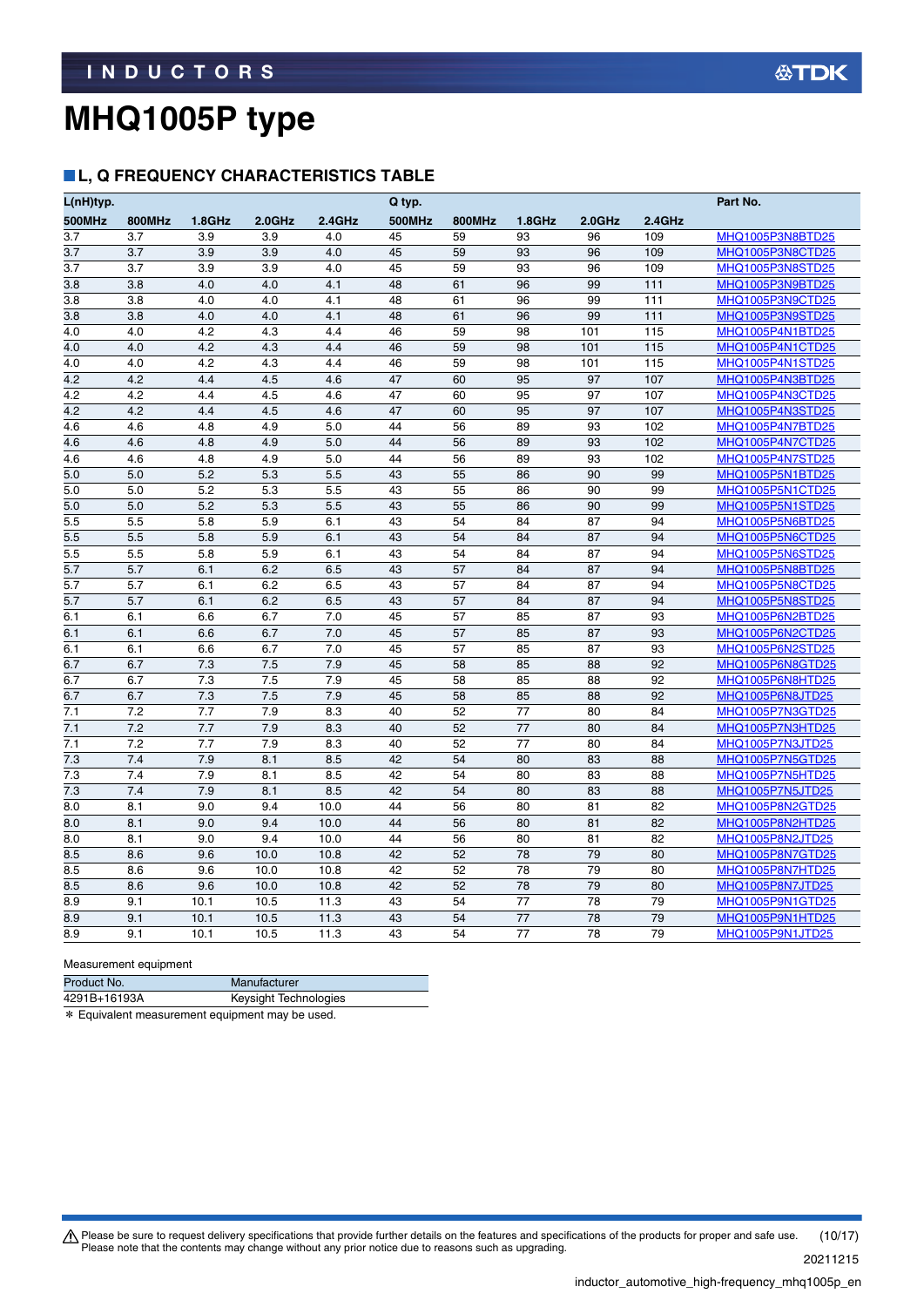# MHQ1005P type

## ■ L, Q FREQUENCY CHARACTERISTICS TABLE

| L(nH)typ. | | | | | Q typ. | | | | | Part No. |
|---|---|---|---|---|---|---|---|---|---|---|
| 500MHz | 800MHz | 1.8GHz | 2.0GHz | 2.4GHz | 500MHz | 800MHz | 1.8GHz | 2.0GHz | 2.4GHz | |
| 3.7 | 3.7 | 3.9 | 3.9 | 4.0 | 45 | 59 | 93 | 96 | 109 | MHQ1005P3N8BTD25 |
| 3.7 | 3.7 | 3.9 | 3.9 | 4.0 | 45 | 59 | 93 | 96 | 109 | MHQ1005P3N8CTD25 |
| 3.7 | 3.7 | 3.9 | 3.9 | 4.0 | 45 | 59 | 93 | 96 | 109 | MHQ1005P3N8STD25 |
| 3.8 | 3.8 | 4.0 | 4.0 | 4.1 | 48 | 61 | 96 | 99 | 111 | MHQ1005P3N9BTD25 |
| 3.8 | 3.8 | 4.0 | 4.0 | 4.1 | 48 | 61 | 96 | 99 | 111 | MHQ1005P3N9CTD25 |
| 3.8 | 3.8 | 4.0 | 4.0 | 4.1 | 48 | 61 | 96 | 99 | 111 | MHQ1005P3N9STD25 |
| 4.0 | 4.0 | 4.2 | 4.3 | 4.4 | 46 | 59 | 98 | 101 | 115 | MHQ1005P4N1BTD25 |
| 4.0 | 4.0 | 4.2 | 4.3 | 4.4 | 46 | 59 | 98 | 101 | 115 | MHQ1005P4N1CTD25 |
| 4.0 | 4.0 | 4.2 | 4.3 | 4.4 | 46 | 59 | 98 | 101 | 115 | MHQ1005P4N1STD25 |
| 4.2 | 4.2 | 4.4 | 4.5 | 4.6 | 47 | 60 | 95 | 97 | 107 | MHQ1005P4N3BTD25 |
| 4.2 | 4.2 | 4.4 | 4.5 | 4.6 | 47 | 60 | 95 | 97 | 107 | MHQ1005P4N3CTD25 |
| 4.2 | 4.2 | 4.4 | 4.5 | 4.6 | 47 | 60 | 95 | 97 | 107 | MHQ1005P4N3STD25 |
| 4.6 | 4.6 | 4.8 | 4.9 | 5.0 | 44 | 56 | 89 | 93 | 102 | MHQ1005P4N7BTD25 |
| 4.6 | 4.6 | 4.8 | 4.9 | 5.0 | 44 | 56 | 89 | 93 | 102 | MHQ1005P4N7CTD25 |
| 4.6 | 4.6 | 4.8 | 4.9 | 5.0 | 44 | 56 | 89 | 93 | 102 | MHQ1005P4N7STD25 |
| 5.0 | 5.0 | 5.2 | 5.3 | 5.5 | 43 | 55 | 86 | 90 | 99 | MHQ1005P5N1BTD25 |
| 5.0 | 5.0 | 5.2 | 5.3 | 5.5 | 43 | 55 | 86 | 90 | 99 | MHQ1005P5N1CTD25 |
| 5.0 | 5.0 | 5.2 | 5.3 | 5.5 | 43 | 55 | 86 | 90 | 99 | MHQ1005P5N1STD25 |
| 5.5 | 5.5 | 5.8 | 5.9 | 6.1 | 43 | 54 | 84 | 87 | 94 | MHQ1005P5N6BTD25 |
| 5.5 | 5.5 | 5.8 | 5.9 | 6.1 | 43 | 54 | 84 | 87 | 94 | MHQ1005P5N6CTD25 |
| 5.5 | 5.5 | 5.8 | 5.9 | 6.1 | 43 | 54 | 84 | 87 | 94 | MHQ1005P5N6STD25 |
| 5.7 | 5.7 | 6.1 | 6.2 | 6.5 | 43 | 57 | 84 | 87 | 94 | MHQ1005P5N8BTD25 |
| 5.7 | 5.7 | 6.1 | 6.2 | 6.5 | 43 | 57 | 84 | 87 | 94 | MHQ1005P5N8CTD25 |
| 5.7 | 5.7 | 6.1 | 6.2 | 6.5 | 43 | 57 | 84 | 87 | 94 | MHQ1005P5N8STD25 |
| 6.1 | 6.1 | 6.6 | 6.7 | 7.0 | 45 | 57 | 85 | 87 | 93 | MHQ1005P6N2BTD25 |
| 6.1 | 6.1 | 6.6 | 6.7 | 7.0 | 45 | 57 | 85 | 87 | 93 | MHQ1005P6N2CTD25 |
| 6.1 | 6.1 | 6.6 | 6.7 | 7.0 | 45 | 57 | 85 | 87 | 93 | MHQ1005P6N2STD25 |
| 6.7 | 6.7 | 7.3 | 7.5 | 7.9 | 45 | 58 | 85 | 88 | 92 | MHQ1005P6N8GTD25 |
| 6.7 | 6.7 | 7.3 | 7.5 | 7.9 | 45 | 58 | 85 | 88 | 92 | MHQ1005P6N8HTD25 |
| 6.7 | 6.7 | 7.3 | 7.5 | 7.9 | 45 | 58 | 85 | 88 | 92 | MHQ1005P6N8JTD25 |
| 7.1 | 7.2 | 7.7 | 7.9 | 8.3 | 40 | 52 | 77 | 80 | 84 | MHQ1005P7N3GTD25 |
| 7.1 | 7.2 | 7.7 | 7.9 | 8.3 | 40 | 52 | 77 | 80 | 84 | MHQ1005P7N3HTD25 |
| 7.1 | 7.2 | 7.7 | 7.9 | 8.3 | 40 | 52 | 77 | 80 | 84 | MHQ1005P7N3JTD25 |
| 7.3 | 7.4 | 7.9 | 8.1 | 8.5 | 42 | 54 | 80 | 83 | 88 | MHQ1005P7N5GTD25 |
| 7.3 | 7.4 | 7.9 | 8.1 | 8.5 | 42 | 54 | 80 | 83 | 88 | MHQ1005P7N5HTD25 |
| 7.3 | 7.4 | 7.9 | 8.1 | 8.5 | 42 | 54 | 80 | 83 | 88 | MHQ1005P7N5JTD25 |
| 8.0 | 8.1 | 9.0 | 9.4 | 10.0 | 44 | 56 | 80 | 81 | 82 | MHQ1005P8N2GTD25 |
| 8.0 | 8.1 | 9.0 | 9.4 | 10.0 | 44 | 56 | 80 | 81 | 82 | MHQ1005P8N2HTD25 |
| 8.0 | 8.1 | 9.0 | 9.4 | 10.0 | 44 | 56 | 80 | 81 | 82 | MHQ1005P8N2JTD25 |
| 8.5 | 8.6 | 9.6 | 10.0 | 10.8 | 42 | 52 | 78 | 79 | 80 | MHQ1005P8N7GTD25 |
| 8.5 | 8.6 | 9.6 | 10.0 | 10.8 | 42 | 52 | 78 | 79 | 80 | MHQ1005P8N7HTD25 |
| 8.5 | 8.6 | 9.6 | 10.0 | 10.8 | 42 | 52 | 78 | 79 | 80 | MHQ1005P8N7JTD25 |
| 8.9 | 9.1 | 10.1 | 10.5 | 11.3 | 43 | 54 | 77 | 78 | 79 | MHQ1005P9N1GTD25 |
| 8.9 | 9.1 | 10.1 | 10.5 | 11.3 | 43 | 54 | 77 | 78 | 79 | MHQ1005P9N1HTD25 |
| 8.9 | 9.1 | 10.1 | 10.5 | 11.3 | 43 | 54 | 77 | 78 | 79 | MHQ1005P9N1JTD25 |

Measurement equipment

| Product No. | Manufacturer |
|---|---|
| 4291B+16193A | Keysight Technologies |

* Equivalent measurement equipment may be used.

⚠ Please be sure to request delivery specifications that provide further details on the features and specifications of the products for proper and safe use.
Please note that the contents may change without any prior notice due to reasons such as upgrading.

20211215

inductor_automotive_high-frequency_mhq1005p_en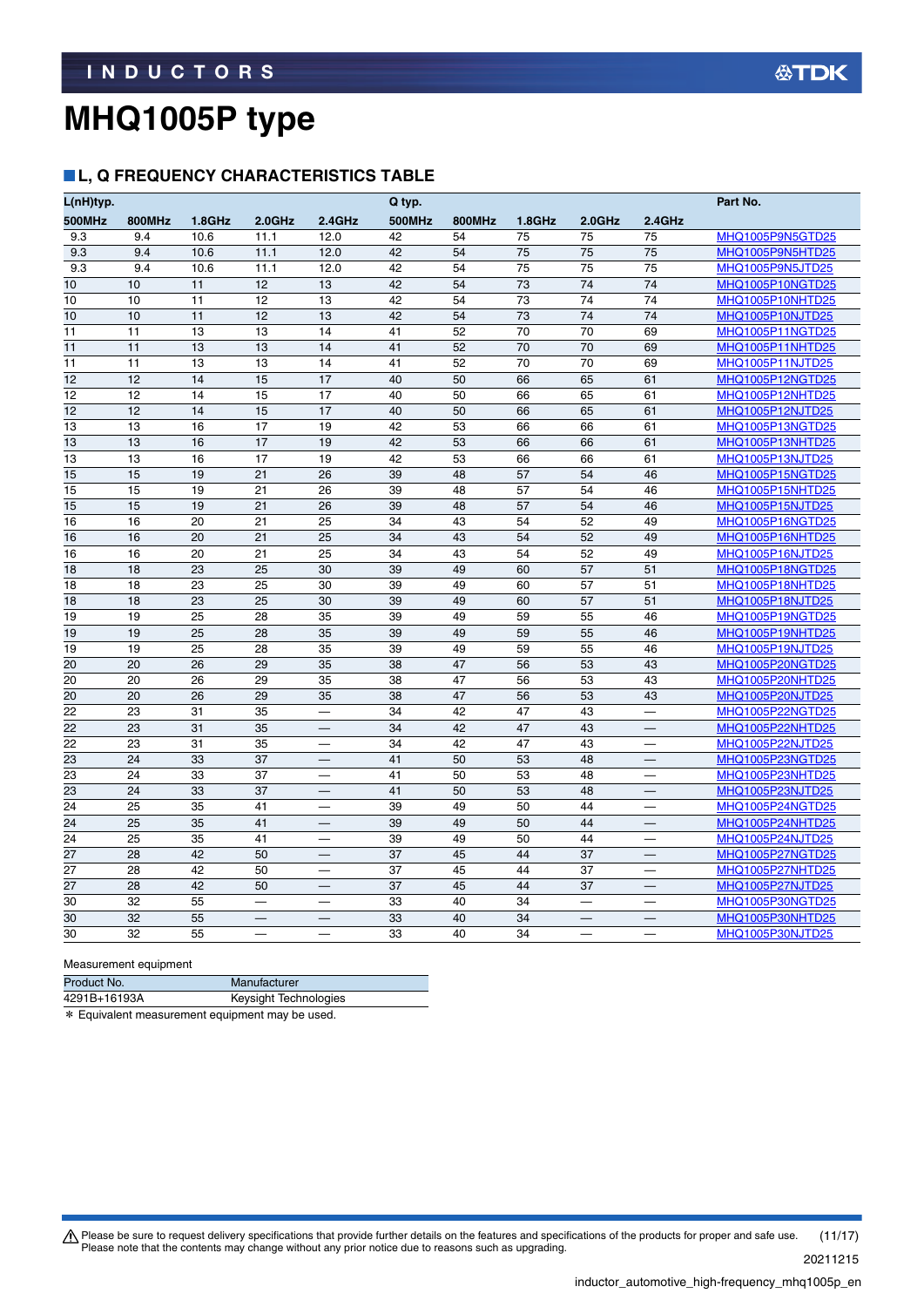# MHQ1005P type

## ■L, Q FREQUENCY CHARACTERISTICS TABLE

| L(nH)typ. | | | | | Q typ. | | | | | Part No. |
|---|---|---|---|---|---|---|---|---|---|---|
| 500MHz | 800MHz | 1.8GHz | 2.0GHz | 2.4GHz | 500MHz | 800MHz | 1.8GHz | 2.0GHz | 2.4GHz | |
| 9.3 | 9.4 | 10.6 | 11.1 | 12.0 | 42 | 54 | 75 | 75 | 75 | MHQ1005P9N5GTD25 |
| 9.3 | 9.4 | 10.6 | 11.1 | 12.0 | 42 | 54 | 75 | 75 | 75 | MHQ1005P9N5HTD25 |
| 9.3 | 9.4 | 10.6 | 11.1 | 12.0 | 42 | 54 | 75 | 75 | 75 | MHQ1005P9N5JTD25 |
| 10 | 10 | 11 | 12 | 13 | 42 | 54 | 73 | 74 | 74 | MHQ1005P10NGTD25 |
| 10 | 10 | 11 | 12 | 13 | 42 | 54 | 73 | 74 | 74 | MHQ1005P10NHTD25 |
| 10 | 10 | 11 | 12 | 13 | 42 | 54 | 73 | 74 | 74 | MHQ1005P10NJTD25 |
| 11 | 11 | 13 | 13 | 14 | 41 | 52 | 70 | 70 | 69 | MHQ1005P11NGTD25 |
| 11 | 11 | 13 | 13 | 14 | 41 | 52 | 70 | 70 | 69 | MHQ1005P11NHTD25 |
| 11 | 11 | 13 | 13 | 14 | 41 | 52 | 70 | 70 | 69 | MHQ1005P11NJTD25 |
| 12 | 12 | 14 | 15 | 17 | 40 | 50 | 66 | 65 | 61 | MHQ1005P12NGTD25 |
| 12 | 12 | 14 | 15 | 17 | 40 | 50 | 66 | 65 | 61 | MHQ1005P12NHTD25 |
| 12 | 12 | 14 | 15 | 17 | 40 | 50 | 66 | 65 | 61 | MHQ1005P12NJTD25 |
| 13 | 13 | 16 | 17 | 19 | 42 | 53 | 66 | 66 | 61 | MHQ1005P13NGTD25 |
| 13 | 13 | 16 | 17 | 19 | 42 | 53 | 66 | 66 | 61 | MHQ1005P13NHTD25 |
| 13 | 13 | 16 | 17 | 19 | 42 | 53 | 66 | 66 | 61 | MHQ1005P13NJTD25 |
| 15 | 15 | 19 | 21 | 26 | 39 | 48 | 57 | 54 | 46 | MHQ1005P15NGTD25 |
| 15 | 15 | 19 | 21 | 26 | 39 | 48 | 57 | 54 | 46 | MHQ1005P15NHTD25 |
| 15 | 15 | 19 | 21 | 26 | 39 | 48 | 57 | 54 | 46 | MHQ1005P15NJTD25 |
| 16 | 16 | 20 | 21 | 25 | 34 | 43 | 54 | 52 | 49 | MHQ1005P16NGTD25 |
| 16 | 16 | 20 | 21 | 25 | 34 | 43 | 54 | 52 | 49 | MHQ1005P16NHTD25 |
| 16 | 16 | 20 | 21 | 25 | 34 | 43 | 54 | 52 | 49 | MHQ1005P16NJTD25 |
| 18 | 18 | 23 | 25 | 30 | 39 | 49 | 60 | 57 | 51 | MHQ1005P18NGTD25 |
| 18 | 18 | 23 | 25 | 30 | 39 | 49 | 60 | 57 | 51 | MHQ1005P18NHTD25 |
| 18 | 18 | 23 | 25 | 30 | 39 | 49 | 60 | 57 | 51 | MHQ1005P18NJTD25 |
| 19 | 19 | 25 | 28 | 35 | 39 | 49 | 59 | 55 | 46 | MHQ1005P19NGTD25 |
| 19 | 19 | 25 | 28 | 35 | 39 | 49 | 59 | 55 | 46 | MHQ1005P19NHTD25 |
| 19 | 19 | 25 | 28 | 35 | 39 | 49 | 59 | 55 | 46 | MHQ1005P19NJTD25 |
| 20 | 20 | 26 | 29 | 35 | 38 | 47 | 56 | 53 | 43 | MHQ1005P20NGTD25 |
| 20 | 20 | 26 | 29 | 35 | 38 | 47 | 56 | 53 | 43 | MHQ1005P20NHTD25 |
| 20 | 20 | 26 | 29 | 35 | 38 | 47 | 56 | 53 | 43 | MHQ1005P20NJTD25 |
| 22 | 23 | 31 | 35 | — | 34 | 42 | 47 | 43 | — | MHQ1005P22NGTD25 |
| 22 | 23 | 31 | 35 | — | 34 | 42 | 47 | 43 | — | MHQ1005P22NHTD25 |
| 22 | 23 | 31 | 35 | — | 34 | 42 | 47 | 43 | — | MHQ1005P22NJTD25 |
| 23 | 24 | 33 | 37 | — | 41 | 50 | 53 | 48 | — | MHQ1005P23NGTD25 |
| 23 | 24 | 33 | 37 | — | 41 | 50 | 53 | 48 | — | MHQ1005P23NHTD25 |
| 23 | 24 | 33 | 37 | — | 41 | 50 | 53 | 48 | — | MHQ1005P23NJTD25 |
| 24 | 25 | 35 | 41 | — | 39 | 49 | 50 | 44 | — | MHQ1005P24NGTD25 |
| 24 | 25 | 35 | 41 | — | 39 | 49 | 50 | 44 | — | MHQ1005P24NHTD25 |
| 24 | 25 | 35 | 41 | — | 39 | 49 | 50 | 44 | — | MHQ1005P24NJTD25 |
| 27 | 28 | 42 | 50 | — | 37 | 45 | 44 | 37 | — | MHQ1005P27NGTD25 |
| 27 | 28 | 42 | 50 | — | 37 | 45 | 44 | 37 | — | MHQ1005P27NHTD25 |
| 27 | 28 | 42 | 50 | — | 37 | 45 | 44 | 37 | — | MHQ1005P27NJTD25 |
| 30 | 32 | 55 | — | — | 33 | 40 | 34 | — | — | MHQ1005P30NGTD25 |
| 30 | 32 | 55 | — | — | 33 | 40 | 34 | — | — | MHQ1005P30NHTD25 |
| 30 | 32 | 55 | — | — | 33 | 40 | 34 | — | — | MHQ1005P30NJTD25 |

Measurement equipment

| Product No. | Manufacturer |
|---|---|
| 4291B+16193A | Keysight Technologies |

＊ Equivalent measurement equipment may be used.

⚠ Please be sure to request delivery specifications that provide further details on the features and specifications of the products for proper and safe use.
Please note that the contents may change without any prior notice due to reasons such as upgrading.

20211215

inductor_automotive_high-frequency_mhq1005p_en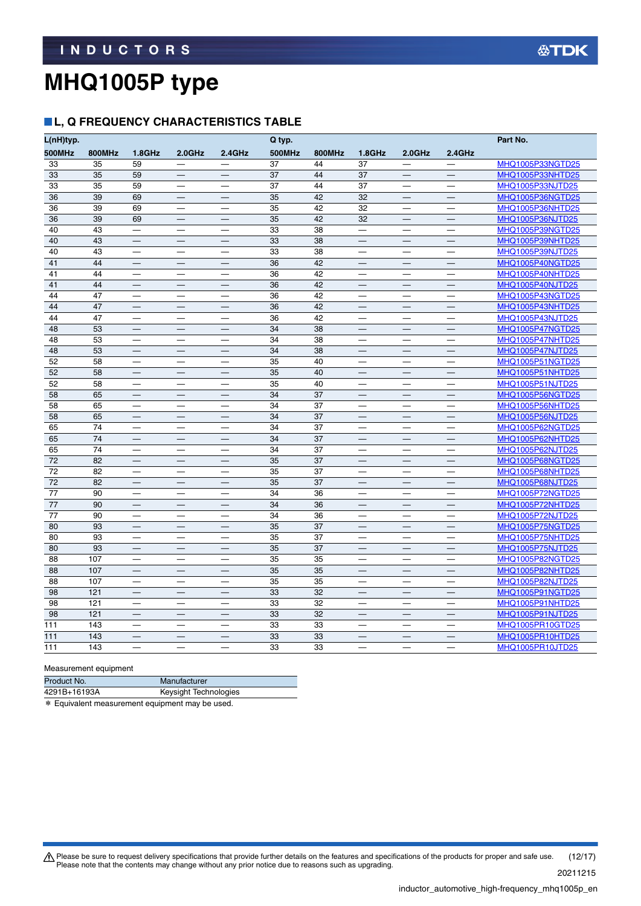# MHQ1005P type

## L, Q FREQUENCY CHARACTERISTICS TABLE

| L(nH)typ. | | | | | Q typ. | | | | | Part No. |
|---|---|---|---|---|---|---|---|---|---|---|
| 500MHz | 800MHz | 1.8GHz | 2.0GHz | 2.4GHz | 500MHz | 800MHz | 1.8GHz | 2.0GHz | 2.4GHz | |
| 33 | 35 | 59 | — | — | 37 | 44 | 37 | — | — | MHQ1005P33NGTD25 |
| 33 | 35 | 59 | — | — | 37 | 44 | 37 | — | — | MHQ1005P33NHTD25 |
| 33 | 35 | 59 | — | — | 37 | 44 | 37 | — | — | MHQ1005P33NJTD25 |
| 36 | 39 | 69 | — | — | 35 | 42 | 32 | — | — | MHQ1005P36NGTD25 |
| 36 | 39 | 69 | — | — | 35 | 42 | 32 | — | — | MHQ1005P36NHTD25 |
| 36 | 39 | 69 | — | — | 35 | 42 | 32 | — | — | MHQ1005P36NJTD25 |
| 40 | 43 | — | — | — | 33 | 38 | — | — | — | MHQ1005P39NGTD25 |
| 40 | 43 | — | — | — | 33 | 38 | — | — | — | MHQ1005P39NHTD25 |
| 40 | 43 | — | — | — | 33 | 38 | — | — | — | MHQ1005P39NJTD25 |
| 41 | 44 | — | — | — | 36 | 42 | — | — | — | MHQ1005P40NGTD25 |
| 41 | 44 | — | — | — | 36 | 42 | — | — | — | MHQ1005P40NHTD25 |
| 41 | 44 | — | — | — | 36 | 42 | — | — | — | MHQ1005P40NJTD25 |
| 44 | 47 | — | — | — | 36 | 42 | — | — | — | MHQ1005P43NGTD25 |
| 44 | 47 | — | — | — | 36 | 42 | — | — | — | MHQ1005P43NHTD25 |
| 44 | 47 | — | — | — | 36 | 42 | — | — | — | MHQ1005P43NJTD25 |
| 48 | 53 | — | — | — | 34 | 38 | — | — | — | MHQ1005P47NGTD25 |
| 48 | 53 | — | — | — | 34 | 38 | — | — | — | MHQ1005P47NHTD25 |
| 48 | 53 | — | — | — | 34 | 38 | — | — | — | MHQ1005P47NJTD25 |
| 52 | 58 | — | — | — | 35 | 40 | — | — | — | MHQ1005P51NGTD25 |
| 52 | 58 | — | — | — | 35 | 40 | — | — | — | MHQ1005P51NHTD25 |
| 52 | 58 | — | — | — | 35 | 40 | — | — | — | MHQ1005P51NJTD25 |
| 58 | 65 | — | — | — | 34 | 37 | — | — | — | MHQ1005P56NGTD25 |
| 58 | 65 | — | — | — | 34 | 37 | — | — | — | MHQ1005P56NHTD25 |
| 58 | 65 | — | — | — | 34 | 37 | — | — | — | MHQ1005P56NJTD25 |
| 65 | 74 | — | — | — | 34 | 37 | — | — | — | MHQ1005P62NGTD25 |
| 65 | 74 | — | — | — | 34 | 37 | — | — | — | MHQ1005P62NHTD25 |
| 65 | 74 | — | — | — | 34 | 37 | — | — | — | MHQ1005P62NJTD25 |
| 72 | 82 | — | — | — | 35 | 37 | — | — | — | MHQ1005P68NGTD25 |
| 72 | 82 | — | — | — | 35 | 37 | — | — | — | MHQ1005P68NHTD25 |
| 72 | 82 | — | — | — | 35 | 37 | — | — | — | MHQ1005P68NJTD25 |
| 77 | 90 | — | — | — | 34 | 36 | — | — | — | MHQ1005P72NGTD25 |
| 77 | 90 | — | — | — | 34 | 36 | — | — | — | MHQ1005P72NHTD25 |
| 77 | 90 | — | — | — | 34 | 36 | — | — | — | MHQ1005P72NJTD25 |
| 80 | 93 | — | — | — | 35 | 37 | — | — | — | MHQ1005P75NGTD25 |
| 80 | 93 | — | — | — | 35 | 37 | — | — | — | MHQ1005P75NHTD25 |
| 80 | 93 | — | — | — | 35 | 37 | — | — | — | MHQ1005P75NJTD25 |
| 88 | 107 | — | — | — | 35 | 35 | — | — | — | MHQ1005P82NGTD25 |
| 88 | 107 | — | — | — | 35 | 35 | — | — | — | MHQ1005P82NHTD25 |
| 88 | 107 | — | — | — | 35 | 35 | — | — | — | MHQ1005P82NJTD25 |
| 98 | 121 | — | — | — | 33 | 32 | — | — | — | MHQ1005P91NGTD25 |
| 98 | 121 | — | — | — | 33 | 32 | — | — | — | MHQ1005P91NHTD25 |
| 98 | 121 | — | — | — | 33 | 32 | — | — | — | MHQ1005P91NJTD25 |
| 111 | 143 | — | — | — | 33 | 33 | — | — | — | MHQ1005PR10GTD25 |
| 111 | 143 | — | — | — | 33 | 33 | — | — | — | MHQ1005PR10HTD25 |
| 111 | 143 | — | — | — | 33 | 33 | — | — | — | MHQ1005PR10JTD25 |

Measurement equipment

| Product No. | Manufacturer |
|---|---|
| 4291B+16193A | Keysight Technologies |

* Equivalent measurement equipment may be used.

⚠ Please be sure to request delivery specifications that provide further details on the features and specifications of the products for proper and safe use. Please note that the contents may change without any prior notice due to reasons such as upgrading.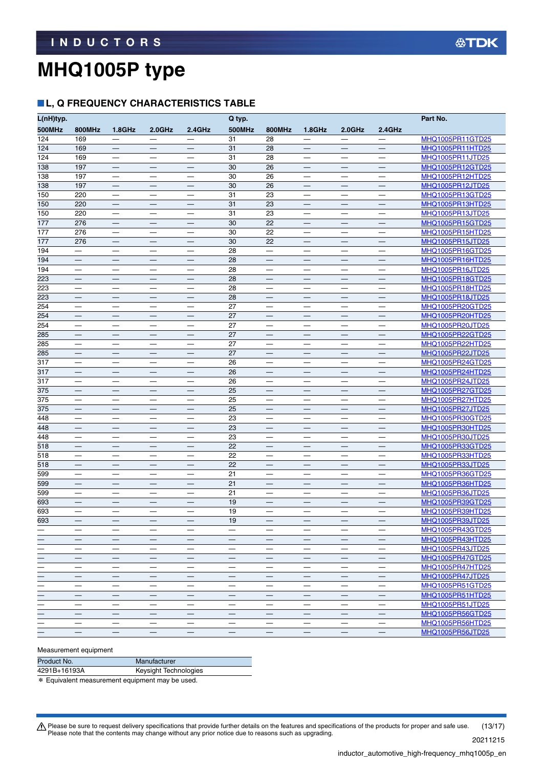INDUCTORS

# MHQ1005P type

## L, Q FREQUENCY CHARACTERISTICS TABLE

| L(nH)typ. | | | | | Q typ. | | | | | Part No. |
|---|---|---|---|---|---|---|---|---|---|---|
| 500MHz | 800MHz | 1.8GHz | 2.0GHz | 2.4GHz | 500MHz | 800MHz | 1.8GHz | 2.0GHz | 2.4GHz | |
| 124 | 169 | — | — | — | 31 | 28 | — | — | — | MHQ1005PR11GTD25 |
| 124 | 169 | — | — | — | 31 | 28 | — | — | — | MHQ1005PR11HTD25 |
| 124 | 169 | — | — | — | 31 | 28 | — | — | — | MHQ1005PR11JTD25 |
| 138 | 197 | — | — | — | 30 | 26 | — | — | — | MHQ1005PR12GTD25 |
| 138 | 197 | — | — | — | 30 | 26 | — | — | — | MHQ1005PR12HTD25 |
| 138 | 197 | — | — | — | 30 | 26 | — | — | — | MHQ1005PR12JTD25 |
| 150 | 220 | — | — | — | 31 | 23 | — | — | — | MHQ1005PR13GTD25 |
| 150 | 220 | — | — | — | 31 | 23 | — | — | — | MHQ1005PR13HTD25 |
| 150 | 220 | — | — | — | 31 | 23 | — | — | — | MHQ1005PR13JTD25 |
| 177 | 276 | — | — | — | 30 | 22 | — | — | — | MHQ1005PR15GTD25 |
| 177 | 276 | — | — | — | 30 | 22 | — | — | — | MHQ1005PR15HTD25 |
| 177 | 276 | — | — | — | 30 | 22 | — | — | — | MHQ1005PR15JTD25 |
| 194 | — | — | — | — | 28 | — | — | — | — | MHQ1005PR16GTD25 |
| 194 | — | — | — | — | 28 | — | — | — | — | MHQ1005PR16HTD25 |
| 194 | — | — | — | — | 28 | — | — | — | — | MHQ1005PR16JTD25 |
| 223 | — | — | — | — | 28 | — | — | — | — | MHQ1005PR18GTD25 |
| 223 | — | — | — | — | 28 | — | — | — | — | MHQ1005PR18HTD25 |
| 223 | — | — | — | — | 28 | — | — | — | — | MHQ1005PR18JTD25 |
| 254 | — | — | — | — | 27 | — | — | — | — | MHQ1005PR20GTD25 |
| 254 | — | — | — | — | 27 | — | — | — | — | MHQ1005PR20HTD25 |
| 254 | — | — | — | — | 27 | — | — | — | — | MHQ1005PR20JTD25 |
| 285 | — | — | — | — | 27 | — | — | — | — | MHQ1005PR22GTD25 |
| 285 | — | — | — | — | 27 | — | — | — | — | MHQ1005PR22HTD25 |
| 285 | — | — | — | — | 27 | — | — | — | — | MHQ1005PR22JTD25 |
| 317 | — | — | — | — | 26 | — | — | — | — | MHQ1005PR24GTD25 |
| 317 | — | — | — | — | 26 | — | — | — | — | MHQ1005PR24HTD25 |
| 317 | — | — | — | — | 26 | — | — | — | — | MHQ1005PR24JTD25 |
| 375 | — | — | — | — | 25 | — | — | — | — | MHQ1005PR27GTD25 |
| 375 | — | — | — | — | 25 | — | — | — | — | MHQ1005PR27HTD25 |
| 375 | — | — | — | — | 25 | — | — | — | — | MHQ1005PR27JTD25 |
| 448 | — | — | — | — | 23 | — | — | — | — | MHQ1005PR30GTD25 |
| 448 | — | — | — | — | 23 | — | — | — | — | MHQ1005PR30HTD25 |
| 448 | — | — | — | — | 23 | — | — | — | — | MHQ1005PR30JTD25 |
| 518 | — | — | — | — | 22 | — | — | — | — | MHQ1005PR33GTD25 |
| 518 | — | — | — | — | 22 | — | — | — | — | MHQ1005PR33HTD25 |
| 518 | — | — | — | — | 22 | — | — | — | — | MHQ1005PR33JTD25 |
| 599 | — | — | — | — | 21 | — | — | — | — | MHQ1005PR36GTD25 |
| 599 | — | — | — | — | 21 | — | — | — | — | MHQ1005PR36HTD25 |
| 599 | — | — | — | — | 21 | — | — | — | — | MHQ1005PR36JTD25 |
| 693 | — | — | — | — | 19 | — | — | — | — | MHQ1005PR39GTD25 |
| 693 | — | — | — | — | 19 | — | — | — | — | MHQ1005PR39HTD25 |
| 693 | — | — | — | — | 19 | — | — | — | — | MHQ1005PR39JTD25 |
| — | — | — | — | — | — | — | — | — | — | MHQ1005PR43GTD25 |
| — | — | — | — | — | — | — | — | — | — | MHQ1005PR43HTD25 |
| — | — | — | — | — | — | — | — | — | — | MHQ1005PR43JTD25 |
| — | — | — | — | — | — | — | — | — | — | MHQ1005PR47GTD25 |
| — | — | — | — | — | — | — | — | — | — | MHQ1005PR47HTD25 |
| — | — | — | — | — | — | — | — | — | — | MHQ1005PR47JTD25 |
| — | — | — | — | — | — | — | — | — | — | MHQ1005PR51GTD25 |
| — | — | — | — | — | — | — | — | — | — | MHQ1005PR51HTD25 |
| — | — | — | — | — | — | — | — | — | — | MHQ1005PR51JTD25 |
| — | — | — | — | — | — | — | — | — | — | MHQ1005PR56GTD25 |
| — | — | — | — | — | — | — | — | — | — | MHQ1005PR56HTD25 |
| — | — | — | — | — | — | — | — | — | — | MHQ1005PR56JTD25 |

Measurement equipment

| Product No. | Manufacturer |
|---|---|
| 4291B+16193A | Keysight Technologies |

* Equivalent measurement equipment may be used.

⚠ Please be sure to request delivery specifications that provide further details on the features and specifications of the products for proper and safe use.
Please note that the contents may change without any prior notice due to reasons such as upgrading.

20211215

inductor_automotive_high-frequency_mhq1005p_en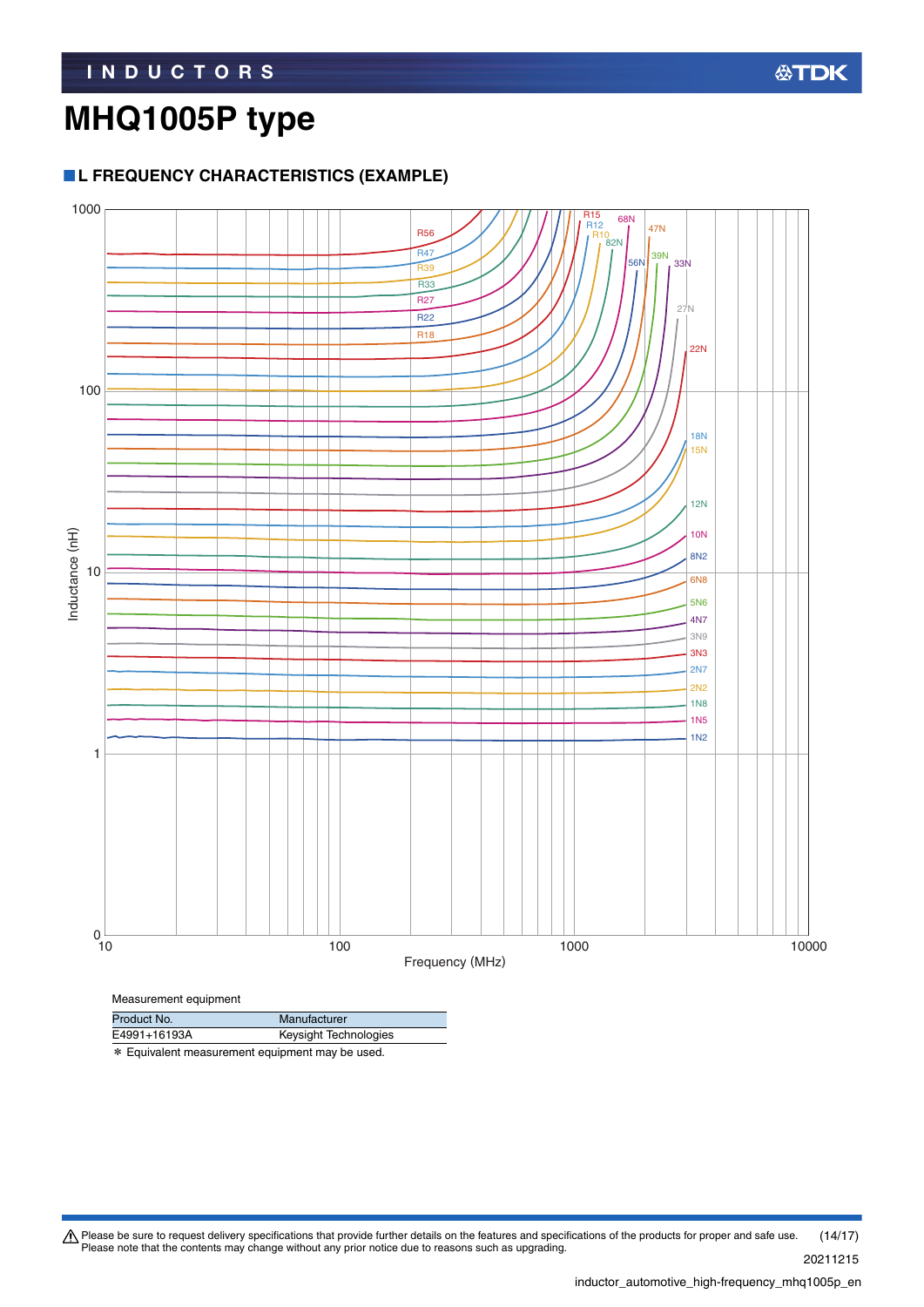# MHQ1005P type

## ■ L FREQUENCY CHARACTERISTICS (EXAMPLE)

Measurement equipment

| Product No. | Manufacturer |
|---|---|
| E4991+16193A | Keysight Technologies |

＊ Equivalent measurement equipment may be used.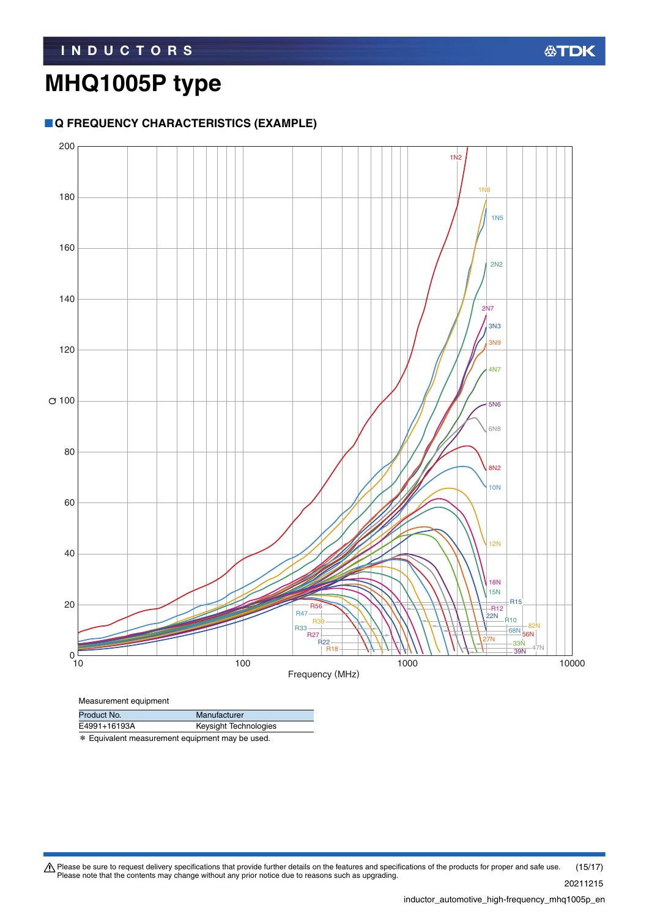# MHQ1005P type

## ■ Q FREQUENCY CHARACTERISTICS (EXAMPLE)

Measurement equipment

| Product No. | Manufacturer |
|---|---|
| E4991+16193A | Keysight Technologies |

* Equivalent measurement equipment may be used.

⚠ Please be sure to request delivery specifications that provide further details on the features and specifications of the products for proper and safe use.
Please note that the contents may change without any prior notice due to reasons such as upgrading.

20211215

inductor_automotive_high-frequency_mhq1005p_en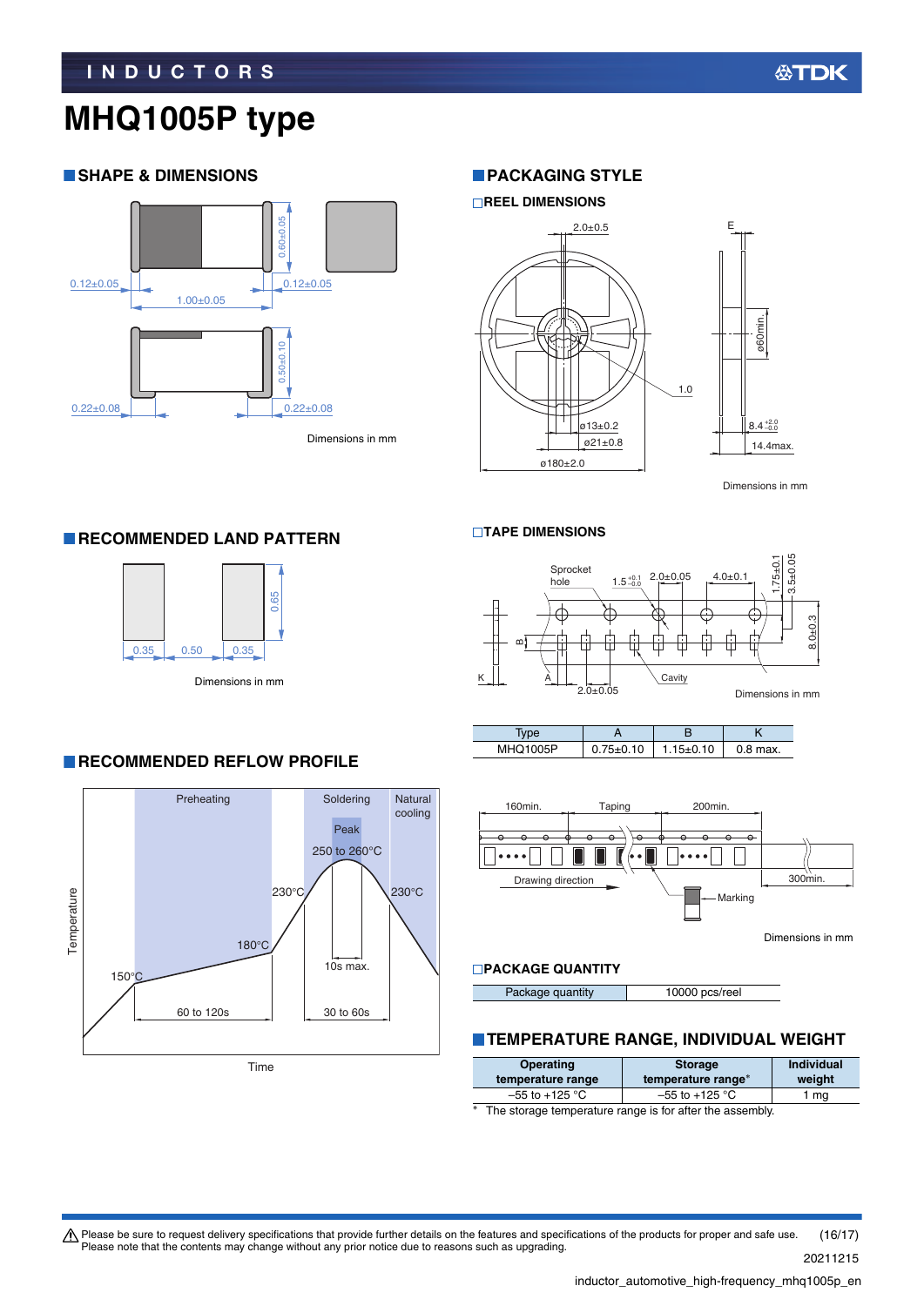# MHQ1005P type

## SHAPE & DIMENSIONS

0.60±0.05

0.12±0.05 0.12±0.05

1.00±0.05

0.50±0.10

0.22±0.08 0.22±0.08

Dimensions in mm

## PACKAGING STYLE

### REEL DIMENSIONS

2.0±0.5

E

ø60min.

1.0

ø13±0.2

ø21±0.8

ø180±2.0

$8.4^{+2.0}_{-0.0}$

14.4max.

Dimensions in mm

## RECOMMENDED LAND PATTERN

0.35 0.50 0.35

0.65

Dimensions in mm

### TAPE DIMENSIONS

Sprocket hole

$1.5^{+0.1}_{-0.0}$ 2.0±0.05 4.0±0.1 1.75±0.1 3.5±0.05

8.0±0.3

B

K A

2.0±0.05

Cavity

Dimensions in mm

| Type | A | B | K |
|---|---|---|---|
| MHQ1005P | 0.75±0.10 | 1.15±0.10 | 0.8 max. |

## RECOMMENDED REFLOW PROFILE

Preheating | Soldering | Natural cooling

Peak

250 to 260°C

230°C 230°C

180°C

150°C

10s max.

60 to 120s

30 to 60s

Temperature

Time

160min. Taping 200min.

300min.

Drawing direction

Marking

Dimensions in mm

### PACKAGE QUANTITY

| Package quantity | 10000 pcs/reel |
|---|---|

## TEMPERATURE RANGE, INDIVIDUAL WEIGHT

| Operating temperature range | Storage temperature range* | Individual weight |
|---|---|---|
| –55 to +125 °C | –55 to +125 °C | 1 mg |

\* The storage temperature range is for after the assembly.

⚠ Please be sure to request delivery specifications that provide further details on the features and specifications of the products for proper and safe use.
Please note that the contents may change without any prior notice due to reasons such as upgrading.

20211215

inductor_automotive_high-frequency_mhq1005p_en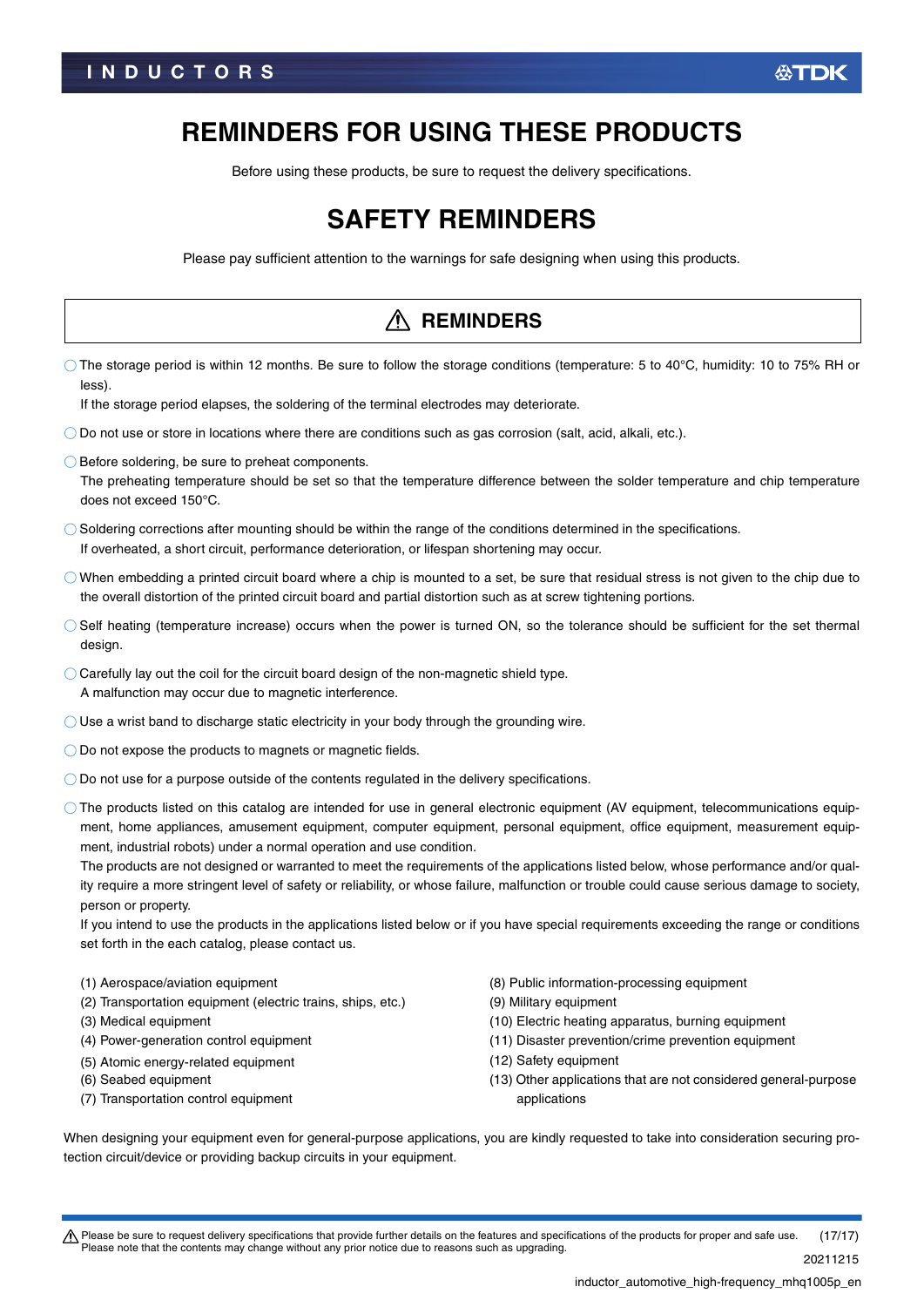# REMINDERS FOR USING THESE PRODUCTS

Before using these products, be sure to request the delivery specifications.

# SAFETY REMINDERS

Please pay sufficient attention to the warnings for safe designing when using this products.

## ⚠ REMINDERS

- The storage period is within 12 months. Be sure to follow the storage conditions (temperature: 5 to 40°C, humidity: 10 to 75% RH or less).
  If the storage period elapses, the soldering of the terminal electrodes may deteriorate.
- Do not use or store in locations where there are conditions such as gas corrosion (salt, acid, alkali, etc.).
- Before soldering, be sure to preheat components.
  The preheating temperature should be set so that the temperature difference between the solder temperature and chip temperature does not exceed 150°C.
- Soldering corrections after mounting should be within the range of the conditions determined in the specifications.
  If overheated, a short circuit, performance deterioration, or lifespan shortening may occur.
- When embedding a printed circuit board where a chip is mounted to a set, be sure that residual stress is not given to the chip due to the overall distortion of the printed circuit board and partial distortion such as at screw tightening portions.
- Self heating (temperature increase) occurs when the power is turned ON, so the tolerance should be sufficient for the set thermal design.
- Carefully lay out the coil for the circuit board design of the non-magnetic shield type.
  A malfunction may occur due to magnetic interference.
- Use a wrist band to discharge static electricity in your body through the grounding wire.
- Do not expose the products to magnets or magnetic fields.
- Do not use for a purpose outside of the contents regulated in the delivery specifications.
- The products listed on this catalog are intended for use in general electronic equipment (AV equipment, telecommunications equipment, home appliances, amusement equipment, computer equipment, personal equipment, office equipment, measurement equipment, industrial robots) under a normal operation and use condition.
  The products are not designed or warranted to meet the requirements of the applications listed below, whose performance and/or quality require a more stringent level of safety or reliability, or whose failure, malfunction or trouble could cause serious damage to society, person or property.
  If you intend to use the products in the applications listed below or if you have special requirements exceeding the range or conditions set forth in the each catalog, please contact us.

(1) Aerospace/aviation equipment
(2) Transportation equipment (electric trains, ships, etc.)
(3) Medical equipment
(4) Power-generation control equipment
(5) Atomic energy-related equipment
(6) Seabed equipment
(7) Transportation control equipment
(8) Public information-processing equipment
(9) Military equipment
(10) Electric heating apparatus, burning equipment
(11) Disaster prevention/crime prevention equipment
(12) Safety equipment
(13) Other applications that are not considered general-purpose applications

When designing your equipment even for general-purpose applications, you are kindly requested to take into consideration securing protection circuit/device or providing backup circuits in your equipment.

⚠ Please be sure to request delivery specifications that provide further details on the features and specifications of the products for proper and safe use.
Please note that the contents may change without any prior notice due to reasons such as upgrading.

20211215

inductor_automotive_high-frequency_mhq1005p_en